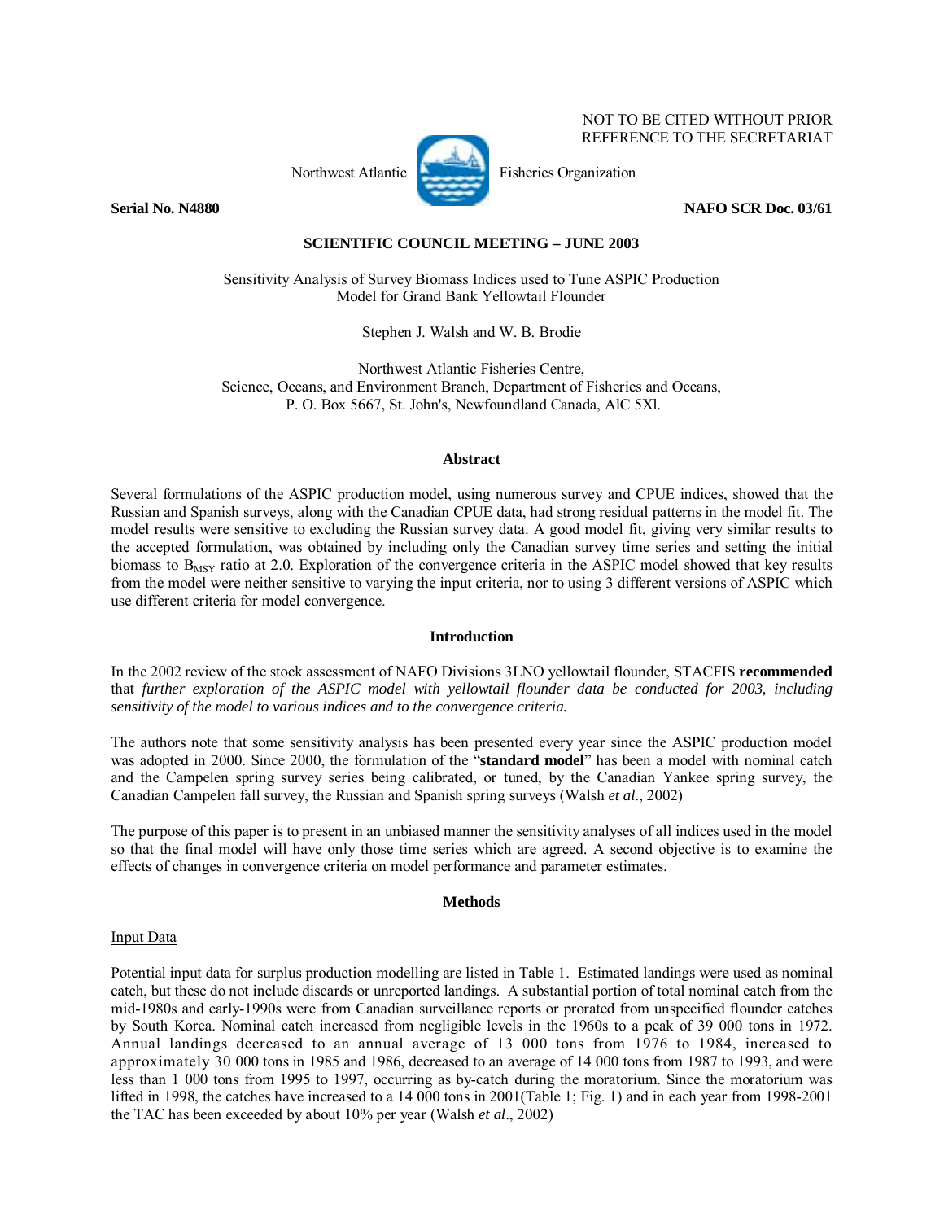NOT TO BE CITED WITHOUT PRIOR REFERENCE TO THE SECRETARIAT

Northwest Atlantic Fisheries Organization

**Serial No. N4880** **NAFO SCR Doc. 03/61**

**SCIENTIFIC COUNCIL MEETING – JUNE 2003**

# Sensitivity Analysis of Survey Biomass Indices used to Tune ASPIC Production Model for Grand Bank Yellowtail Flounder

Stephen J. Walsh and W. B. Brodie

Northwest Atlantic Fisheries Centre,
Science, Oceans, and Environment Branch, Department of Fisheries and Oceans,
P. O. Box 5667, St. John's, Newfoundland Canada, AlC 5Xl.

## Abstract

Several formulations of the ASPIC production model, using numerous survey and CPUE indices, showed that the Russian and Spanish surveys, along with the Canadian CPUE data, had strong residual patterns in the model fit. The model results were sensitive to excluding the Russian survey data. A good model fit, giving very similar results to the accepted formulation, was obtained by including only the Canadian survey time series and setting the initial biomass to $B_{MSY}$ ratio at 2.0. Exploration of the convergence criteria in the ASPIC model showed that key results from the model were neither sensitive to varying the input criteria, nor to using 3 different versions of ASPIC which use different criteria for model convergence.

## Introduction

In the 2002 review of the stock assessment of NAFO Divisions 3LNO yellowtail flounder, STACFIS **recommended** that *further exploration of the ASPIC model with yellowtail flounder data be conducted for 2003, including sensitivity of the model to various indices and to the convergence criteria.*

The authors note that some sensitivity analysis has been presented every year since the ASPIC production model was adopted in 2000. Since 2000, the formulation of the "**standard model**" has been a model with nominal catch and the Campelen spring survey series being calibrated, or tuned, by the Canadian Yankee spring survey, the Canadian Campelen fall survey, the Russian and Spanish spring surveys (Walsh *et al*., 2002)

The purpose of this paper is to present in an unbiased manner the sensitivity analyses of all indices used in the model so that the final model will have only those time series which are agreed. A second objective is to examine the effects of changes in convergence criteria on model performance and parameter estimates.

## Methods

### Input Data

Potential input data for surplus production modelling are listed in Table 1. Estimated landings were used as nominal catch, but these do not include discards or unreported landings. A substantial portion of total nominal catch from the mid-1980s and early-1990s were from Canadian surveillance reports or prorated from unspecified flounder catches by South Korea. Nominal catch increased from negligible levels in the 1960s to a peak of 39 000 tons in 1972. Annual landings decreased to an annual average of 13 000 tons from 1976 to 1984, increased to approximately 30 000 tons in 1985 and 1986, decreased to an average of 14 000 tons from 1987 to 1993, and were less than 1 000 tons from 1995 to 1997, occurring as by-catch during the moratorium. Since the moratorium was lifted in 1998, the catches have increased to a 14 000 tons in 2001(Table 1; Fig. 1) and in each year from 1998-2001 the TAC has been exceeded by about 10% per year (Walsh *et al*., 2002)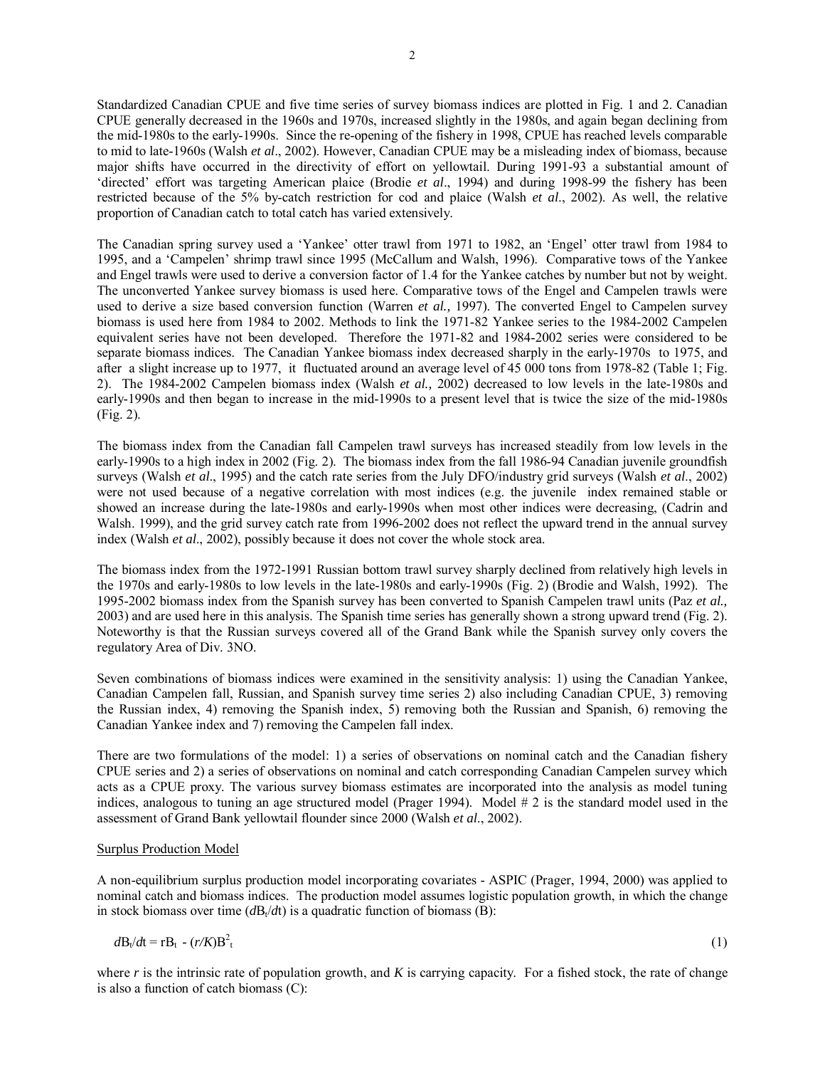Standardized Canadian CPUE and five time series of survey biomass indices are plotted in Fig. 1 and 2. Canadian CPUE generally decreased in the 1960s and 1970s, increased slightly in the 1980s, and again began declining from the mid-1980s to the early-1990s. Since the re-opening of the fishery in 1998, CPUE has reached levels comparable to mid to late-1960s (Walsh *et al*., 2002). However, Canadian CPUE may be a misleading index of biomass, because major shifts have occurred in the directivity of effort on yellowtail. During 1991-93 a substantial amount of 'directed' effort was targeting American plaice (Brodie *et al*., 1994) and during 1998-99 the fishery has been restricted because of the 5% by-catch restriction for cod and plaice (Walsh *et al*., 2002). As well, the relative proportion of Canadian catch to total catch has varied extensively.

The Canadian spring survey used a 'Yankee' otter trawl from 1971 to 1982, an 'Engel' otter trawl from 1984 to 1995, and a 'Campelen' shrimp trawl since 1995 (McCallum and Walsh, 1996). Comparative tows of the Yankee and Engel trawls were used to derive a conversion factor of 1.4 for the Yankee catches by number but not by weight. The unconverted Yankee survey biomass is used here. Comparative tows of the Engel and Campelen trawls were used to derive a size based conversion function (Warren *et al.,* 1997). The converted Engel to Campelen survey biomass is used here from 1984 to 2002. Methods to link the 1971-82 Yankee series to the 1984-2002 Campelen equivalent series have not been developed. Therefore the 1971-82 and 1984-2002 series were considered to be separate biomass indices. The Canadian Yankee biomass index decreased sharply in the early-1970s to 1975, and after a slight increase up to 1977, it fluctuated around an average level of 45 000 tons from 1978-82 (Table 1; Fig. 2). The 1984-2002 Campelen biomass index (Walsh *et al.,* 2002) decreased to low levels in the late-1980s and early-1990s and then began to increase in the mid-1990s to a present level that is twice the size of the mid-1980s (Fig. 2).

The biomass index from the Canadian fall Campelen trawl surveys has increased steadily from low levels in the early-1990s to a high index in 2002 (Fig. 2). The biomass index from the fall 1986-94 Canadian juvenile groundfish surveys (Walsh *et al*., 1995) and the catch rate series from the July DFO/industry grid surveys (Walsh *et al*., 2002) were not used because of a negative correlation with most indices (e.g. the juvenile index remained stable or showed an increase during the late-1980s and early-1990s when most other indices were decreasing, (Cadrin and Walsh. 1999), and the grid survey catch rate from 1996-2002 does not reflect the upward trend in the annual survey index (Walsh *et al*., 2002), possibly because it does not cover the whole stock area.

The biomass index from the 1972-1991 Russian bottom trawl survey sharply declined from relatively high levels in the 1970s and early-1980s to low levels in the late-1980s and early-1990s (Fig. 2) (Brodie and Walsh, 1992). The 1995-2002 biomass index from the Spanish survey has been converted to Spanish Campelen trawl units (Paz *et al.,* 2003) and are used here in this analysis. The Spanish time series has generally shown a strong upward trend (Fig. 2). Noteworthy is that the Russian surveys covered all of the Grand Bank while the Spanish survey only covers the regulatory Area of Div. 3NO.

Seven combinations of biomass indices were examined in the sensitivity analysis: 1) using the Canadian Yankee, Canadian Campelen fall, Russian, and Spanish survey time series 2) also including Canadian CPUE, 3) removing the Russian index, 4) removing the Spanish index, 5) removing both the Russian and Spanish, 6) removing the Canadian Yankee index and 7) removing the Campelen fall index.

There are two formulations of the model: 1) a series of observations on nominal catch and the Canadian fishery CPUE series and 2) a series of observations on nominal and catch corresponding Canadian Campelen survey which acts as a CPUE proxy. The various survey biomass estimates are incorporated into the analysis as model tuning indices, analogous to tuning an age structured model (Prager 1994). Model # 2 is the standard model used in the assessment of Grand Bank yellowtail flounder since 2000 (Walsh *et al*., 2002).

Surplus Production Model

A non-equilibrium surplus production model incorporating covariates - ASPIC (Prager, 1994, 2000) was applied to nominal catch and biomass indices. The production model assumes logistic population growth, in which the change in stock biomass over time ($dB_t/dt$) is a quadratic function of biomass (B):

$$dB_t/dt = rB_t - (r/K)B_t^2 \qquad (1)$$

where $r$ is the intrinsic rate of population growth, and $K$ is carrying capacity. For a fished stock, the rate of change is also a function of catch biomass (C):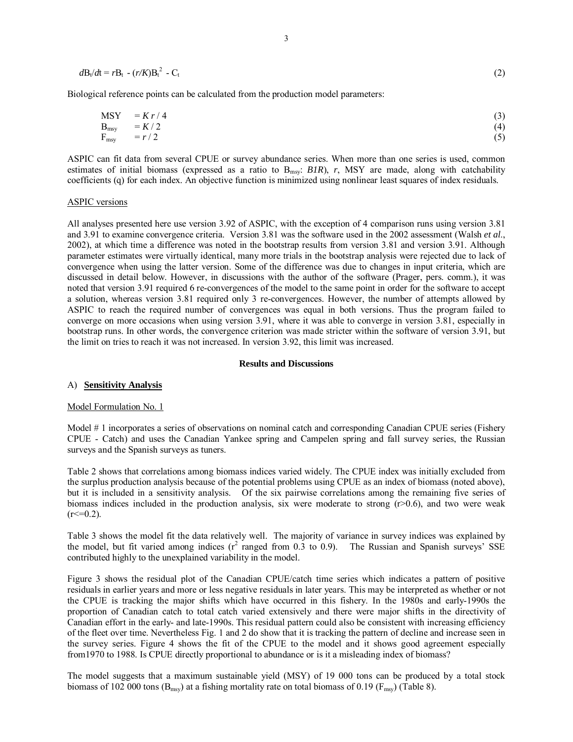$$dB_t/dt = rB_t - (r/K)B_t^2 - C_t \quad (2)$$

Biological reference points can be calculated from the production model parameters:

$$MSY = K\,r / 4 \quad (3)$$
$$B_{msy} = K / 2 \quad (4)$$
$$F_{msy} = r / 2 \quad (5)$$

ASPIC can fit data from several CPUE or survey abundance series. When more than one series is used, common estimates of initial biomass (expressed as a ratio to $B_{msy}$: *B1R*), *r*, MSY are made, along with catchability coefficients (q) for each index. An objective function is minimized using nonlinear least squares of index residuals.

ASPIC versions

All analyses presented here use version 3.92 of ASPIC, with the exception of 4 comparison runs using version 3.81 and 3.91 to examine convergence criteria. Version 3.81 was the software used in the 2002 assessment (Walsh *et al.*, 2002), at which time a difference was noted in the bootstrap results from version 3.81 and version 3.91. Although parameter estimates were virtually identical, many more trials in the bootstrap analysis were rejected due to lack of convergence when using the latter version. Some of the difference was due to changes in input criteria, which are discussed in detail below. However, in discussions with the author of the software (Prager, pers. comm.), it was noted that version 3.91 required 6 re-convergences of the model to the same point in order for the software to accept a solution, whereas version 3.81 required only 3 re-convergences. However, the number of attempts allowed by ASPIC to reach the required number of convergences was equal in both versions. Thus the program failed to converge on more occasions when using version 3.91, where it was able to converge in version 3.81, especially in bootstrap runs. In other words, the convergence criterion was made stricter within the software of version 3.91, but the limit on tries to reach it was not increased. In version 3.92, this limit was increased.

## Results and Discussions

### A) Sensitivity Analysis

Model Formulation No. 1

Model # 1 incorporates a series of observations on nominal catch and corresponding Canadian CPUE series (Fishery CPUE - Catch) and uses the Canadian Yankee spring and Campelen spring and fall survey series, the Russian surveys and the Spanish surveys as tuners.

Table 2 shows that correlations among biomass indices varied widely. The CPUE index was initially excluded from the surplus production analysis because of the potential problems using CPUE as an index of biomass (noted above), but it is included in a sensitivity analysis. Of the six pairwise correlations among the remaining five series of biomass indices included in the production analysis, six were moderate to strong ($r>0.6$), and two were weak ($r<=0.2$).

Table 3 shows the model fit the data relatively well. The majority of variance in survey indices was explained by the model, but fit varied among indices ($r^2$ ranged from 0.3 to 0.9). The Russian and Spanish surveys' SSE contributed highly to the unexplained variability in the model.

Figure 3 shows the residual plot of the Canadian CPUE/catch time series which indicates a pattern of positive residuals in earlier years and more or less negative residuals in later years. This may be interpreted as whether or not the CPUE is tracking the major shifts which have occurred in this fishery. In the 1980s and early-1990s the proportion of Canadian catch to total catch varied extensively and there were major shifts in the directivity of Canadian effort in the early- and late-1990s. This residual pattern could also be consistent with increasing efficiency of the fleet over time. Nevertheless Fig. 1 and 2 do show that it is tracking the pattern of decline and increase seen in the survey series. Figure 4 shows the fit of the CPUE to the model and it shows good agreement especially from1970 to 1988. Is CPUE directly proportional to abundance or is it a misleading index of biomass?

The model suggests that a maximum sustainable yield (MSY) of 19 000 tons can be produced by a total stock biomass of 102 000 tons ($B_{msy}$) at a fishing mortality rate on total biomass of 0.19 ($F_{msy}$) (Table 8).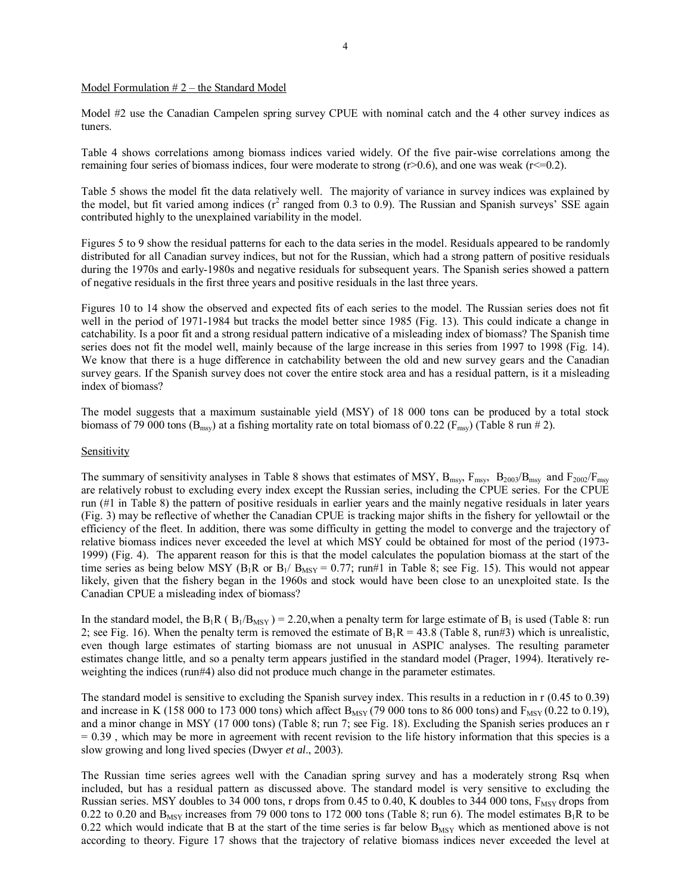Model Formulation # 2 – the Standard Model

Model #2 use the Canadian Campelen spring survey CPUE with nominal catch and the 4 other survey indices as tuners.

Table 4 shows correlations among biomass indices varied widely. Of the five pair-wise correlations among the remaining four series of biomass indices, four were moderate to strong ($r>0.6$), and one was weak ($r<=0.2$).

Table 5 shows the model fit the data relatively well. The majority of variance in survey indices was explained by the model, but fit varied among indices ($r^2$ ranged from 0.3 to 0.9). The Russian and Spanish surveys' SSE again contributed highly to the unexplained variability in the model.

Figures 5 to 9 show the residual patterns for each to the data series in the model. Residuals appeared to be randomly distributed for all Canadian survey indices, but not for the Russian, which had a strong pattern of positive residuals during the 1970s and early-1980s and negative residuals for subsequent years. The Spanish series showed a pattern of negative residuals in the first three years and positive residuals in the last three years.

Figures 10 to 14 show the observed and expected fits of each series to the model. The Russian series does not fit well in the period of 1971-1984 but tracks the model better since 1985 (Fig. 13). This could indicate a change in catchability. Is a poor fit and a strong residual pattern indicative of a misleading index of biomass? The Spanish time series does not fit the model well, mainly because of the large increase in this series from 1997 to 1998 (Fig. 14). We know that there is a huge difference in catchability between the old and new survey gears and the Canadian survey gears. If the Spanish survey does not cover the entire stock area and has a residual pattern, is it a misleading index of biomass?

The model suggests that a maximum sustainable yield (MSY) of 18 000 tons can be produced by a total stock biomass of 79 000 tons ($B_{msy}$) at a fishing mortality rate on total biomass of 0.22 ($F_{msy}$) (Table 8 run # 2).

Sensitivity

The summary of sensitivity analyses in Table 8 shows that estimates of MSY, $B_{msy}$, $F_{msy}$, $B_{2003}/B_{msy}$ and $F_{2002}/F_{msy}$ are relatively robust to excluding every index except the Russian series, including the CPUE series. For the CPUE run (#1 in Table 8) the pattern of positive residuals in earlier years and the mainly negative residuals in later years (Fig. 3) may be reflective of whether the Canadian CPUE is tracking major shifts in the fishery for yellowtail or the efficiency of the fleet. In addition, there was some difficulty in getting the model to converge and the trajectory of relative biomass indices never exceeded the level at which MSY could be obtained for most of the period (1973-1999) (Fig. 4). The apparent reason for this is that the model calculates the population biomass at the start of the time series as being below MSY ($B_1R$ or $B_1/B_{MSY} = 0.77$; run#1 in Table 8; see Fig. 15). This would not appear likely, given that the fishery began in the 1960s and stock would have been close to an unexploited state. Is the Canadian CPUE a misleading index of biomass?

In the standard model, the $B_1R$ ( $B_1/B_{MSY}$ ) = 2.20,when a penalty term for large estimate of $B_1$ is used (Table 8: run 2; see Fig. 16). When the penalty term is removed the estimate of $B_1R = 43.8$ (Table 8, run#3) which is unrealistic, even though large estimates of starting biomass are not unusual in ASPIC analyses. The resulting parameter estimates change little, and so a penalty term appears justified in the standard model (Prager, 1994). Iteratively re-weighting the indices (run#4) also did not produce much change in the parameter estimates.

The standard model is sensitive to excluding the Spanish survey index. This results in a reduction in r (0.45 to 0.39) and increase in K (158 000 to 173 000 tons) which affect $B_{MSY}$ (79 000 tons to 86 000 tons) and $F_{MSY}$ (0.22 to 0.19), and a minor change in MSY (17 000 tons) (Table 8; run 7; see Fig. 18). Excluding the Spanish series produces an $r = 0.39$ , which may be more in agreement with recent revision to the life history information that this species is a slow growing and long lived species (Dwyer *et al*., 2003).

The Russian time series agrees well with the Canadian spring survey and has a moderately strong Rsq when included, but has a residual pattern as discussed above. The standard model is very sensitive to excluding the Russian series. MSY doubles to 34 000 tons, r drops from 0.45 to 0.40, K doubles to 344 000 tons, $F_{MSY}$ drops from 0.22 to 0.20 and $B_{MSY}$ increases from 79 000 tons to 172 000 tons (Table 8; run 6). The model estimates $B_1R$ to be 0.22 which would indicate that B at the start of the time series is far below $B_{MSY}$ which as mentioned above is not according to theory. Figure 17 shows that the trajectory of relative biomass indices never exceeded the level at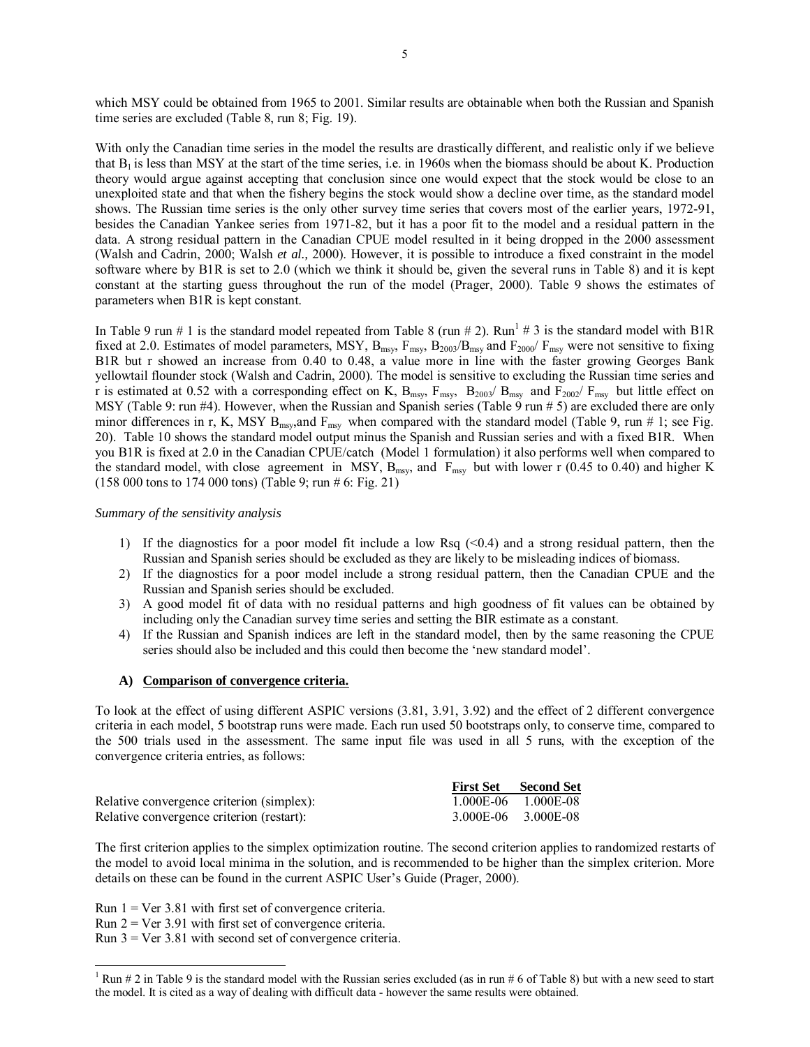which MSY could be obtained from 1965 to 2001. Similar results are obtainable when both the Russian and Spanish time series are excluded (Table 8, run 8; Fig. 19).

With only the Canadian time series in the model the results are drastically different, and realistic only if we believe that $B_1$ is less than MSY at the start of the time series, i.e. in 1960s when the biomass should be about K. Production theory would argue against accepting that conclusion since one would expect that the stock would be close to an unexploited state and that when the fishery begins the stock would show a decline over time, as the standard model shows. The Russian time series is the only other survey time series that covers most of the earlier years, 1972-91, besides the Canadian Yankee series from 1971-82, but it has a poor fit to the model and a residual pattern in the data. A strong residual pattern in the Canadian CPUE model resulted in it being dropped in the 2000 assessment (Walsh and Cadrin, 2000; Walsh *et al.,* 2000). However, it is possible to introduce a fixed constraint in the model software where by B1R is set to 2.0 (which we think it should be, given the several runs in Table 8) and it is kept constant at the starting guess throughout the run of the model (Prager, 2000). Table 9 shows the estimates of parameters when B1R is kept constant.

In Table 9 run # 1 is the standard model repeated from Table 8 (run # 2). Run[1] # 3 is the standard model with B1R fixed at 2.0. Estimates of model parameters, MSY, $B_{msy}$, $F_{msy}$, $B_{2003}/B_{msy}$ and $F_{2000}/F_{msy}$ were not sensitive to fixing B1R but r showed an increase from 0.40 to 0.48, a value more in line with the faster growing Georges Bank yellowtail flounder stock (Walsh and Cadrin, 2000). The model is sensitive to excluding the Russian time series and r is estimated at 0.52 with a corresponding effect on K, $B_{msy}$, $F_{msy}$, $B_{2003}/B_{msy}$ and $F_{2002}/F_{msy}$ but little effect on MSY (Table 9: run #4). However, when the Russian and Spanish series (Table 9 run # 5) are excluded there are only minor differences in r, K, MSY $B_{msy}$, and $F_{msy}$ when compared with the standard model (Table 9, run # 1; see Fig. 20). Table 10 shows the standard model output minus the Spanish and Russian series and with a fixed B1R. When you B1R is fixed at 2.0 in the Canadian CPUE/catch (Model 1 formulation) it also performs well when compared to the standard model, with close agreement in MSY, $B_{msy}$, and $F_{msy}$ but with lower r (0.45 to 0.40) and higher K (158 000 tons to 174 000 tons) (Table 9; run # 6: Fig. 21)

*Summary of the sensitivity analysis*

1) If the diagnostics for a poor model fit include a low Rsq (<0.4) and a strong residual pattern, then the Russian and Spanish series should be excluded as they are likely to be misleading indices of biomass.
2) If the diagnostics for a poor model include a strong residual pattern, then the Canadian CPUE and the Russian and Spanish series should be excluded.
3) A good model fit of data with no residual patterns and high goodness of fit values can be obtained by including only the Canadian survey time series and setting the BIR estimate as a constant.
4) If the Russian and Spanish indices are left in the standard model, then by the same reasoning the CPUE series should also be included and this could then become the 'new standard model'.

### A) Comparison of convergence criteria.

To look at the effect of using different ASPIC versions (3.81, 3.91, 3.92) and the effect of 2 different convergence criteria in each model, 5 bootstrap runs were made. Each run used 50 bootstraps only, to conserve time, compared to the 500 trials used in the assessment. The same input file was used in all 5 runs, with the exception of the convergence criteria entries, as follows:

| | First Set | Second Set |
|---|---|---|
| Relative convergence criterion (simplex): | 1.000E-06 | 1.000E-08 |
| Relative convergence criterion (restart): | 3.000E-06 | 3.000E-08 |

The first criterion applies to the simplex optimization routine. The second criterion applies to randomized restarts of the model to avoid local minima in the solution, and is recommended to be higher than the simplex criterion. More details on these can be found in the current ASPIC User's Guide (Prager, 2000).

Run 1 = Ver 3.81 with first set of convergence criteria.
Run 2 = Ver 3.91 with first set of convergence criteria.
Run 3 = Ver 3.81 with second set of convergence criteria.

[1] Run # 2 in Table 9 is the standard model with the Russian series excluded (as in run # 6 of Table 8) but with a new seed to start the model. It is cited as a way of dealing with difficult data - however the same results were obtained.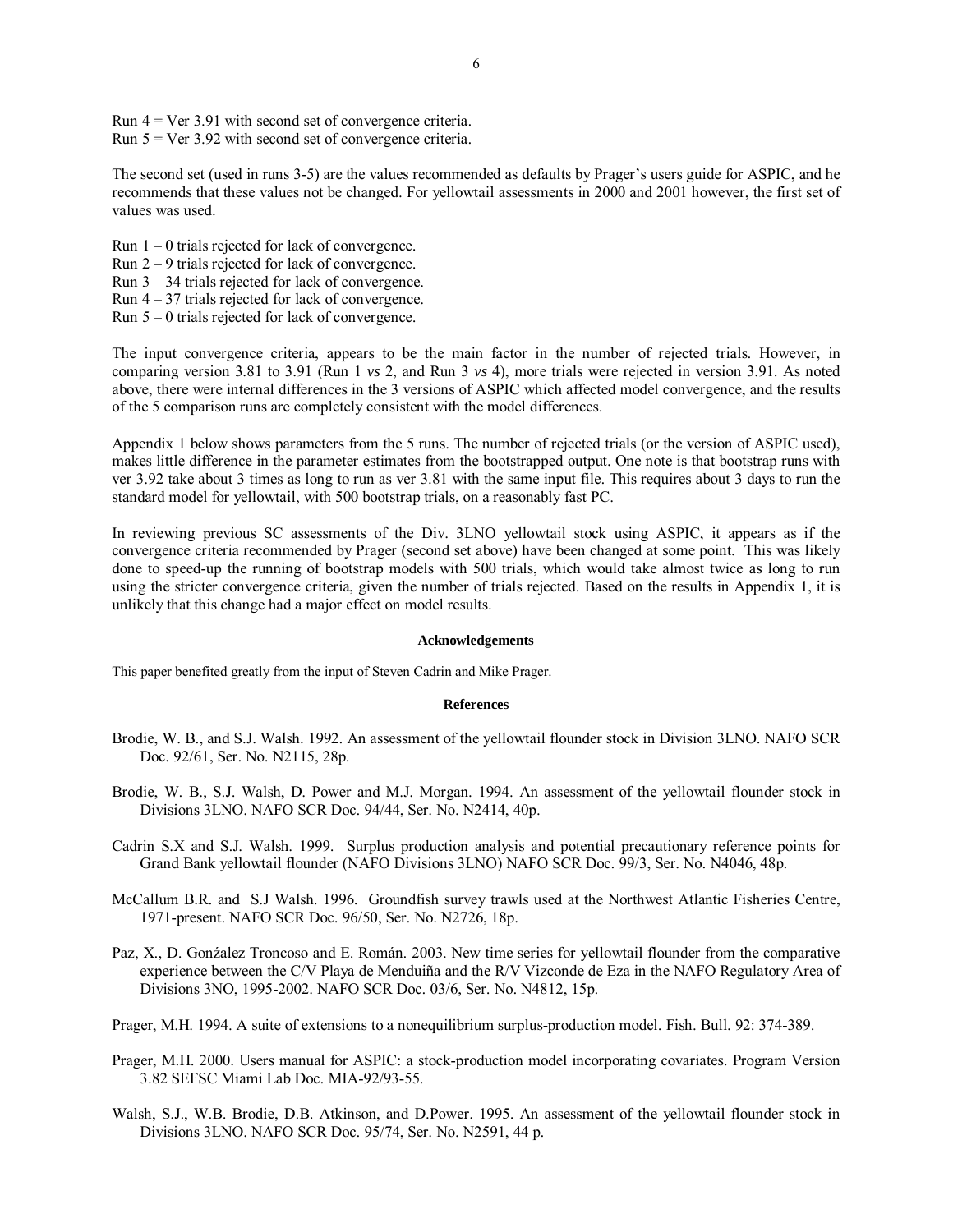Run 4 = Ver 3.91 with second set of convergence criteria.
Run 5 = Ver 3.92 with second set of convergence criteria.

The second set (used in runs 3-5) are the values recommended as defaults by Prager's users guide for ASPIC, and he recommends that these values not be changed. For yellowtail assessments in 2000 and 2001 however, the first set of values was used.

Run 1 – 0 trials rejected for lack of convergence.
Run 2 – 9 trials rejected for lack of convergence.
Run 3 – 34 trials rejected for lack of convergence.
Run 4 – 37 trials rejected for lack of convergence.
Run 5 – 0 trials rejected for lack of convergence.

The input convergence criteria, appears to be the main factor in the number of rejected trials. However, in comparing version 3.81 to 3.91 (Run 1 *vs* 2, and Run 3 *vs* 4), more trials were rejected in version 3.91. As noted above, there were internal differences in the 3 versions of ASPIC which affected model convergence, and the results of the 5 comparison runs are completely consistent with the model differences.

Appendix 1 below shows parameters from the 5 runs. The number of rejected trials (or the version of ASPIC used), makes little difference in the parameter estimates from the bootstrapped output. One note is that bootstrap runs with ver 3.92 take about 3 times as long to run as ver 3.81 with the same input file. This requires about 3 days to run the standard model for yellowtail, with 500 bootstrap trials, on a reasonably fast PC.

In reviewing previous SC assessments of the Div. 3LNO yellowtail stock using ASPIC, it appears as if the convergence criteria recommended by Prager (second set above) have been changed at some point. This was likely done to speed-up the running of bootstrap models with 500 trials, which would take almost twice as long to run using the stricter convergence criteria, given the number of trials rejected. Based on the results in Appendix 1, it is unlikely that this change had a major effect on model results.

## Acknowledgements

This paper benefited greatly from the input of Steven Cadrin and Mike Prager.

## References

Brodie, W. B., and S.J. Walsh. 1992. An assessment of the yellowtail flounder stock in Division 3LNO. NAFO SCR Doc. 92/61, Ser. No. N2115, 28p.

Brodie, W. B., S.J. Walsh, D. Power and M.J. Morgan. 1994. An assessment of the yellowtail flounder stock in Divisions 3LNO. NAFO SCR Doc. 94/44, Ser. No. N2414, 40p.

Cadrin S.X and S.J. Walsh. 1999. Surplus production analysis and potential precautionary reference points for Grand Bank yellowtail flounder (NAFO Divisions 3LNO) NAFO SCR Doc. 99/3, Ser. No. N4046, 48p.

McCallum B.R. and S.J Walsh. 1996. Groundfish survey trawls used at the Northwest Atlantic Fisheries Centre, 1971-present. NAFO SCR Doc. 96/50, Ser. No. N2726, 18p.

Paz, X., D. Gonźalez Troncoso and E. Román. 2003. New time series for yellowtail flounder from the comparative experience between the C/V Playa de Menduiña and the R/V Vizconde de Eza in the NAFO Regulatory Area of Divisions 3NO, 1995-2002. NAFO SCR Doc. 03/6, Ser. No. N4812, 15p.

Prager, M.H. 1994. A suite of extensions to a nonequilibrium surplus-production model. Fish. Bull. 92: 374-389.

Prager, M.H. 2000. Users manual for ASPIC: a stock-production model incorporating covariates. Program Version 3.82 SEFSC Miami Lab Doc. MIA-92/93-55.

Walsh, S.J., W.B. Brodie, D.B. Atkinson, and D.Power. 1995. An assessment of the yellowtail flounder stock in Divisions 3LNO. NAFO SCR Doc. 95/74, Ser. No. N2591, 44 p.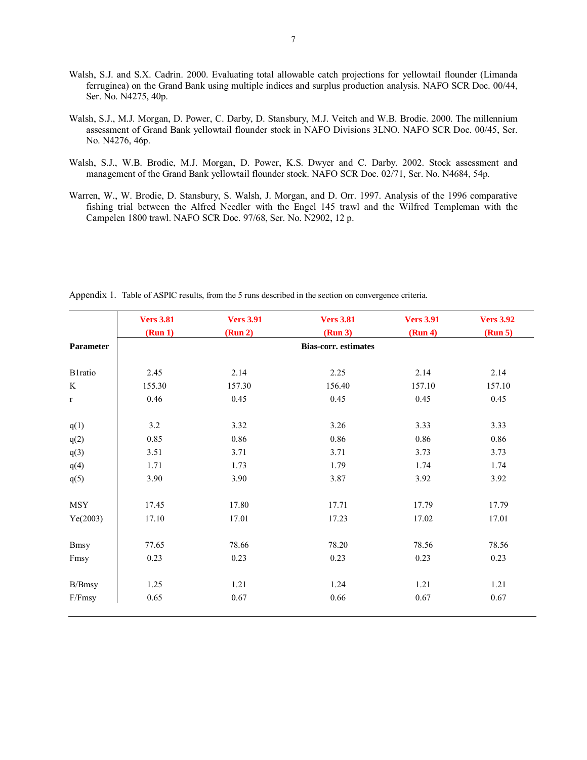Walsh, S.J. and S.X. Cadrin. 2000. Evaluating total allowable catch projections for yellowtail flounder (Limanda ferruginea) on the Grand Bank using multiple indices and surplus production analysis. NAFO SCR Doc. 00/44, Ser. No. N4275, 40p.

Walsh, S.J., M.J. Morgan, D. Power, C. Darby, D. Stansbury, M.J. Veitch and W.B. Brodie. 2000. The millennium assessment of Grand Bank yellowtail flounder stock in NAFO Divisions 3LNO. NAFO SCR Doc. 00/45, Ser. No. N4276, 46p.

Walsh, S.J., W.B. Brodie, M.J. Morgan, D. Power, K.S. Dwyer and C. Darby. 2002. Stock assessment and management of the Grand Bank yellowtail flounder stock. NAFO SCR Doc. 02/71, Ser. No. N4684, 54p.

Warren, W., W. Brodie, D. Stansbury, S. Walsh, J. Morgan, and D. Orr. 1997. Analysis of the 1996 comparative fishing trial between the Alfred Needler with the Engel 145 trawl and the Wilfred Templeman with the Campelen 1800 trawl. NAFO SCR Doc. 97/68, Ser. No. N2902, 12 p.

Appendix 1. Table of ASPIC results, from the 5 runs described in the section on convergence criteria.

| | **Vers 3.81 (Run 1)** | **Vers 3.91 (Run 2)** | **Vers 3.81 (Run 3)** | **Vers 3.91 (Run 4)** | **Vers 3.92 (Run 5)** |
|---|---|---|---|---|---|
| **Parameter** | | | **Bias-corr. estimates** | | |
| B1ratio | 2.45 | 2.14 | 2.25 | 2.14 | 2.14 |
| K | 155.30 | 157.30 | 156.40 | 157.10 | 157.10 |
| r | 0.46 | 0.45 | 0.45 | 0.45 | 0.45 |
| q(1) | 3.2 | 3.32 | 3.26 | 3.33 | 3.33 |
| q(2) | 0.85 | 0.86 | 0.86 | 0.86 | 0.86 |
| q(3) | 3.51 | 3.71 | 3.71 | 3.73 | 3.73 |
| q(4) | 1.71 | 1.73 | 1.79 | 1.74 | 1.74 |
| q(5) | 3.90 | 3.90 | 3.87 | 3.92 | 3.92 |
| MSY | 17.45 | 17.80 | 17.71 | 17.79 | 17.79 |
| Ye(2003) | 17.10 | 17.01 | 17.23 | 17.02 | 17.01 |
| Bmsy | 77.65 | 78.66 | 78.20 | 78.56 | 78.56 |
| Fmsy | 0.23 | 0.23 | 0.23 | 0.23 | 0.23 |
| B/Bmsy | 1.25 | 1.21 | 1.24 | 1.21 | 1.21 |
| F/Fmsy | 0.65 | 0.67 | 0.66 | 0.67 | 0.67 |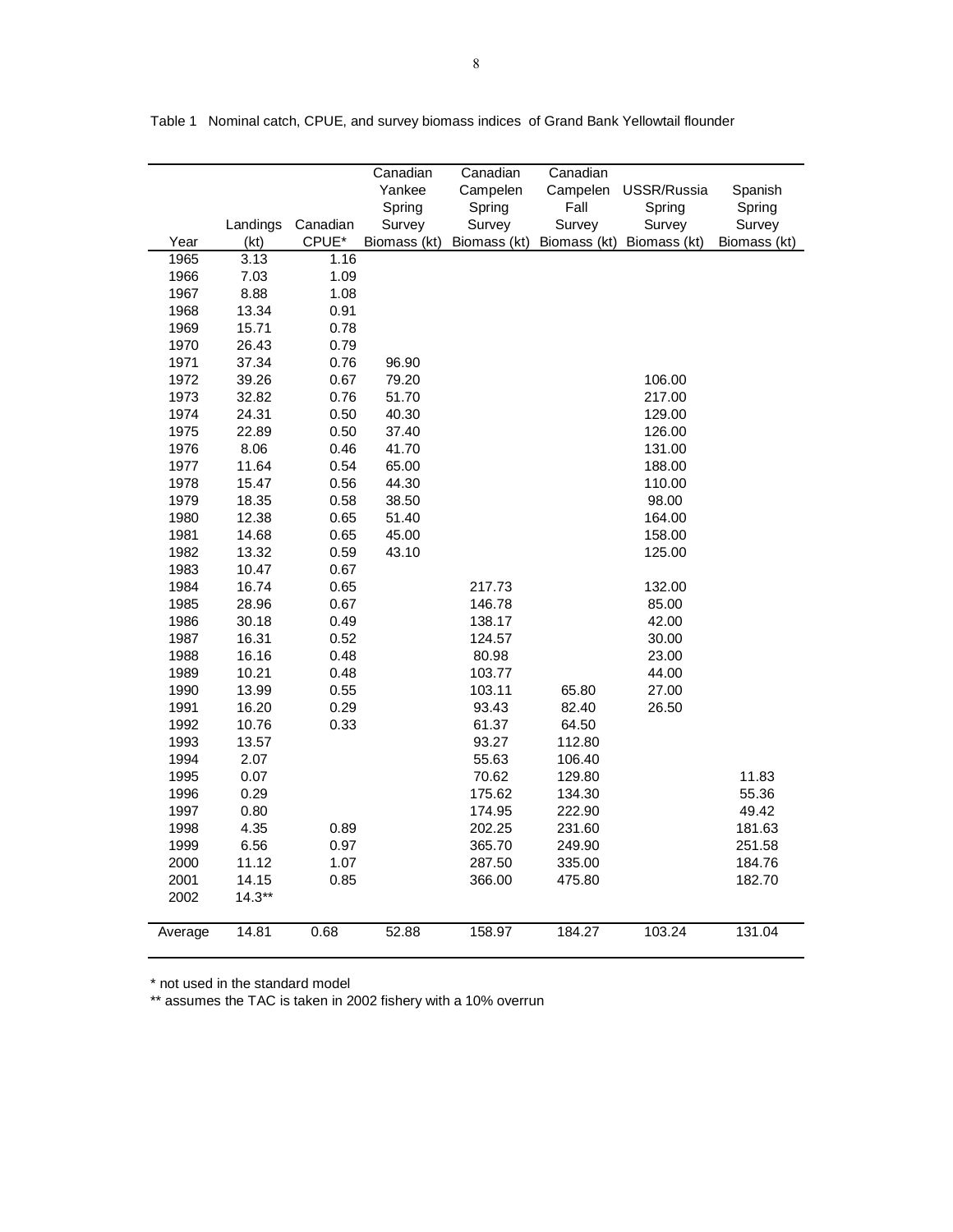Table 1 Nominal catch, CPUE, and survey biomass indices of Grand Bank Yellowtail flounder

| Year | Landings (kt) | Canadian CPUE* | Canadian Yankee Spring Survey Biomass (kt) | Canadian Campelen Spring Survey Biomass (kt) | Canadian Campelen Fall Survey Biomass (kt) | USSR/Russia Spring Survey Biomass (kt) | Spanish Spring Survey Biomass (kt) |
|---|---|---|---|---|---|---|---|
| 1965 | 3.13 | 1.16 | | | | | |
| 1966 | 7.03 | 1.09 | | | | | |
| 1967 | 8.88 | 1.08 | | | | | |
| 1968 | 13.34 | 0.91 | | | | | |
| 1969 | 15.71 | 0.78 | | | | | |
| 1970 | 26.43 | 0.79 | | | | | |
| 1971 | 37.34 | 0.76 | 96.90 | | | | |
| 1972 | 39.26 | 0.67 | 79.20 | | | 106.00 | |
| 1973 | 32.82 | 0.76 | 51.70 | | | 217.00 | |
| 1974 | 24.31 | 0.50 | 40.30 | | | 129.00 | |
| 1975 | 22.89 | 0.50 | 37.40 | | | 126.00 | |
| 1976 | 8.06 | 0.46 | 41.70 | | | 131.00 | |
| 1977 | 11.64 | 0.54 | 65.00 | | | 188.00 | |
| 1978 | 15.47 | 0.56 | 44.30 | | | 110.00 | |
| 1979 | 18.35 | 0.58 | 38.50 | | | 98.00 | |
| 1980 | 12.38 | 0.65 | 51.40 | | | 164.00 | |
| 1981 | 14.68 | 0.65 | 45.00 | | | 158.00 | |
| 1982 | 13.32 | 0.59 | 43.10 | | | 125.00 | |
| 1983 | 10.47 | 0.67 | | | | | |
| 1984 | 16.74 | 0.65 | | 217.73 | | 132.00 | |
| 1985 | 28.96 | 0.67 | | 146.78 | | 85.00 | |
| 1986 | 30.18 | 0.49 | | 138.17 | | 42.00 | |
| 1987 | 16.31 | 0.52 | | 124.57 | | 30.00 | |
| 1988 | 16.16 | 0.48 | | 80.98 | | 23.00 | |
| 1989 | 10.21 | 0.48 | | 103.77 | | 44.00 | |
| 1990 | 13.99 | 0.55 | | 103.11 | 65.80 | 27.00 | |
| 1991 | 16.20 | 0.29 | | 93.43 | 82.40 | 26.50 | |
| 1992 | 10.76 | 0.33 | | 61.37 | 64.50 | | |
| 1993 | 13.57 | | | 93.27 | 112.80 | | |
| 1994 | 2.07 | | | 55.63 | 106.40 | | |
| 1995 | 0.07 | | | 70.62 | 129.80 | | 11.83 |
| 1996 | 0.29 | | | 175.62 | 134.30 | | 55.36 |
| 1997 | 0.80 | | | 174.95 | 222.90 | | 49.42 |
| 1998 | 4.35 | 0.89 | | 202.25 | 231.60 | | 181.63 |
| 1999 | 6.56 | 0.97 | | 365.70 | 249.90 | | 251.58 |
| 2000 | 11.12 | 1.07 | | 287.50 | 335.00 | | 184.76 |
| 2001 | 14.15 | 0.85 | | 366.00 | 475.80 | | 182.70 |
| 2002 | 14.3** | | | | | | |
| Average | 14.81 | 0.68 | 52.88 | 158.97 | 184.27 | 103.24 | 131.04 |

\* not used in the standard model

** assumes the TAC is taken in 2002 fishery with a 10% overrun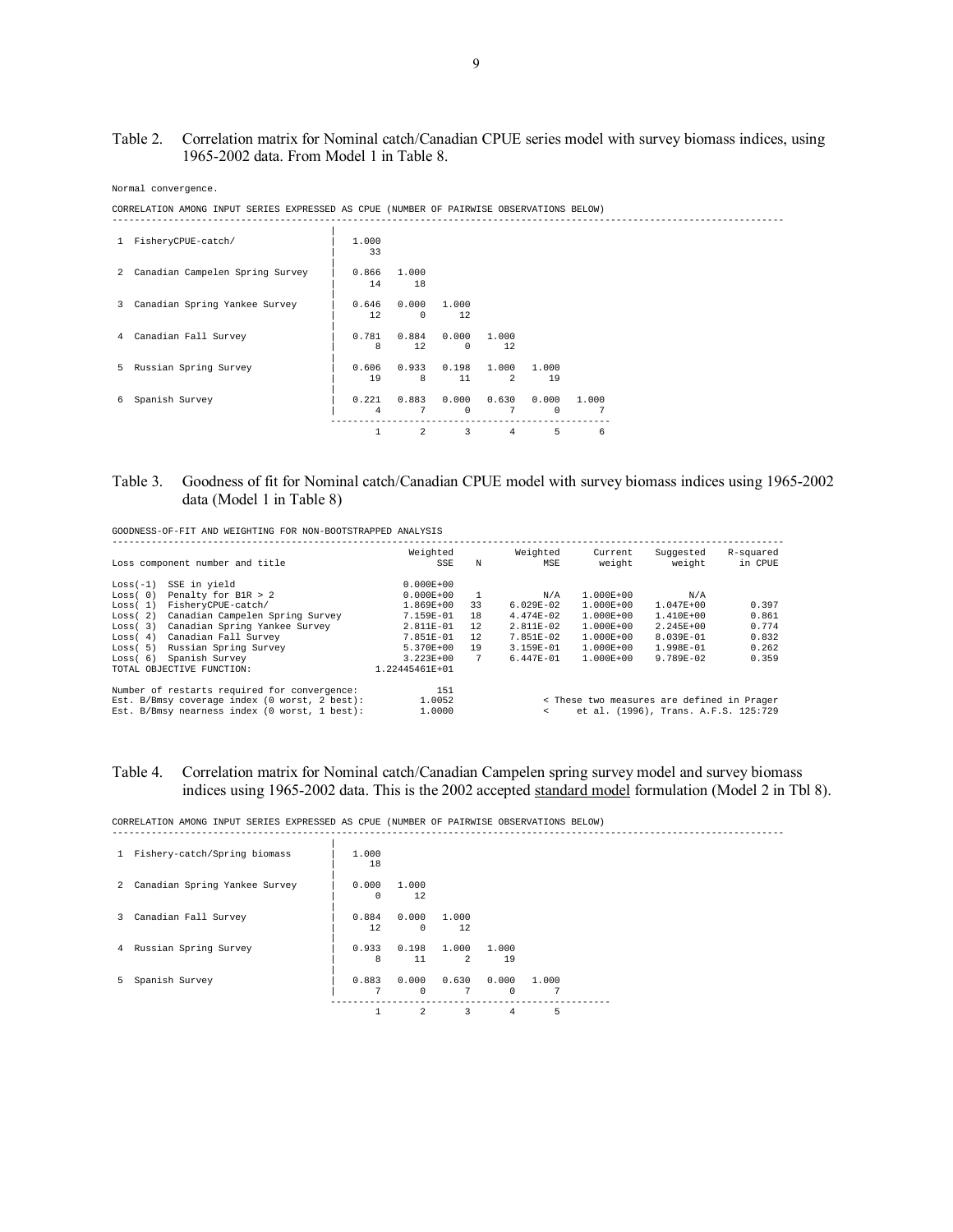Table 2. Correlation matrix for Nominal catch/Canadian CPUE series model with survey biomass indices, using 1965-2002 data. From Model 1 in Table 8.

```
Normal convergence.

CORRELATION AMONG INPUT SERIES EXPRESSED AS CPUE (NUMBER OF PAIRWISE OBSERVATIONS BELOW)
-----------------------------------------------------------------------------------------------------------------------
                                       |
 1  FisheryCPUE-catch/                 |  1.000
                                       |     33
                                       |
 2  Canadian Campelen Spring Survey    |  0.866  1.000
                                       |     14     18
                                       |
 3  Canadian Spring Yankee Survey      |  0.646  0.000  1.000
                                       |     12      0     12
                                       |
 4  Canadian Fall Survey               |  0.781  0.884  0.000  1.000
                                       |      8     12      0     12
                                       |
 5  Russian Spring Survey              |  0.606  0.933  0.198  1.000  1.000
                                       |     19      8     11      2     19
                                       |
 6  Spanish Survey                     |  0.221  0.883  0.000  0.630  0.000  1.000
                                       |      4      7      0      7      0      7
                                        -------------------------------------------------
                                             1      2      3      4      5      6
```

Table 3. Goodness of fit for Nominal catch/Canadian CPUE model with survey biomass indices using 1965-2002 data (Model 1 in Table 8)

```
GOODNESS-OF-FIT AND WEIGHTING FOR NON-BOOTSTRAPPED ANALYSIS
-----------------------------------------------------------------------------------------------------------------------
                                                  Weighted            Weighted      Current     Suggested    R-squared
Loss component number and title                        SSE     N          MSE       weight        weight      in CPUE

Loss(-1)  SSE in yield                           0.000E+00
Loss( 0)  Penalty for B1R > 2                    0.000E+00     1          N/A    1.000E+00           N/A
Loss( 1)  FisheryCPUE-catch/                     1.869E+00    33    6.029E-02    1.000E+00     1.047E+00        0.397
Loss( 2)  Canadian Campelen Spring Survey        7.159E-01    18    4.474E-02    1.000E+00     1.410E+00        0.861
Loss( 3)  Canadian Spring Yankee Survey          2.811E-01    12    2.811E-02    1.000E+00     2.245E+00        0.774
Loss( 4)  Canadian Fall Survey                   7.851E-01    12    7.851E-02    1.000E+00     8.039E-01        0.832
Loss( 5)  Russian Spring Survey                  5.370E+00    19    3.159E-01    1.000E+00     1.998E-01        0.262
Loss( 6)  Spanish Survey                         3.223E+00     7    6.447E-01    1.000E+00     9.789E-02        0.359
TOTAL OBJECTIVE FUNCTION:                    1.22445461E+01

Number of restarts required for convergence:           151
Est. B/Bmsy coverage index (0 worst, 2 best):       1.0052          < These two measures are defined in Prager
Est. B/Bmsy nearness index (0 worst, 1 best):       1.0000          <    et al. (1996), Trans. A.F.S. 125:729
```

Table 4. Correlation matrix for Nominal catch/Canadian Campelen spring survey model and survey biomass indices using 1965-2002 data. This is the 2002 accepted standard model formulation (Model 2 in Tbl 8).

```
CORRELATION AMONG INPUT SERIES EXPRESSED AS CPUE (NUMBER OF PAIRWISE OBSERVATIONS BELOW)
-----------------------------------------------------------------------------------------------------------------------
                                       |
 1  Fishery-catch/Spring biomass       |  1.000
                                       |     18
                                       |
 2  Canadian Spring Yankee Survey      |  0.000  1.000
                                       |      0     12
                                       |
 3  Canadian Fall Survey               |  0.884  0.000  1.000
                                       |     12      0     12
                                       |
 4  Russian Spring Survey              |  0.933  0.198  1.000  1.000
                                       |      8     11      2     19
                                       |
 5  Spanish Survey                     |  0.883  0.000  0.630  0.000  1.000
                                       |      7      0      7      0      7
                                        ------------------------------------------
                                             1      2      3      4      5
```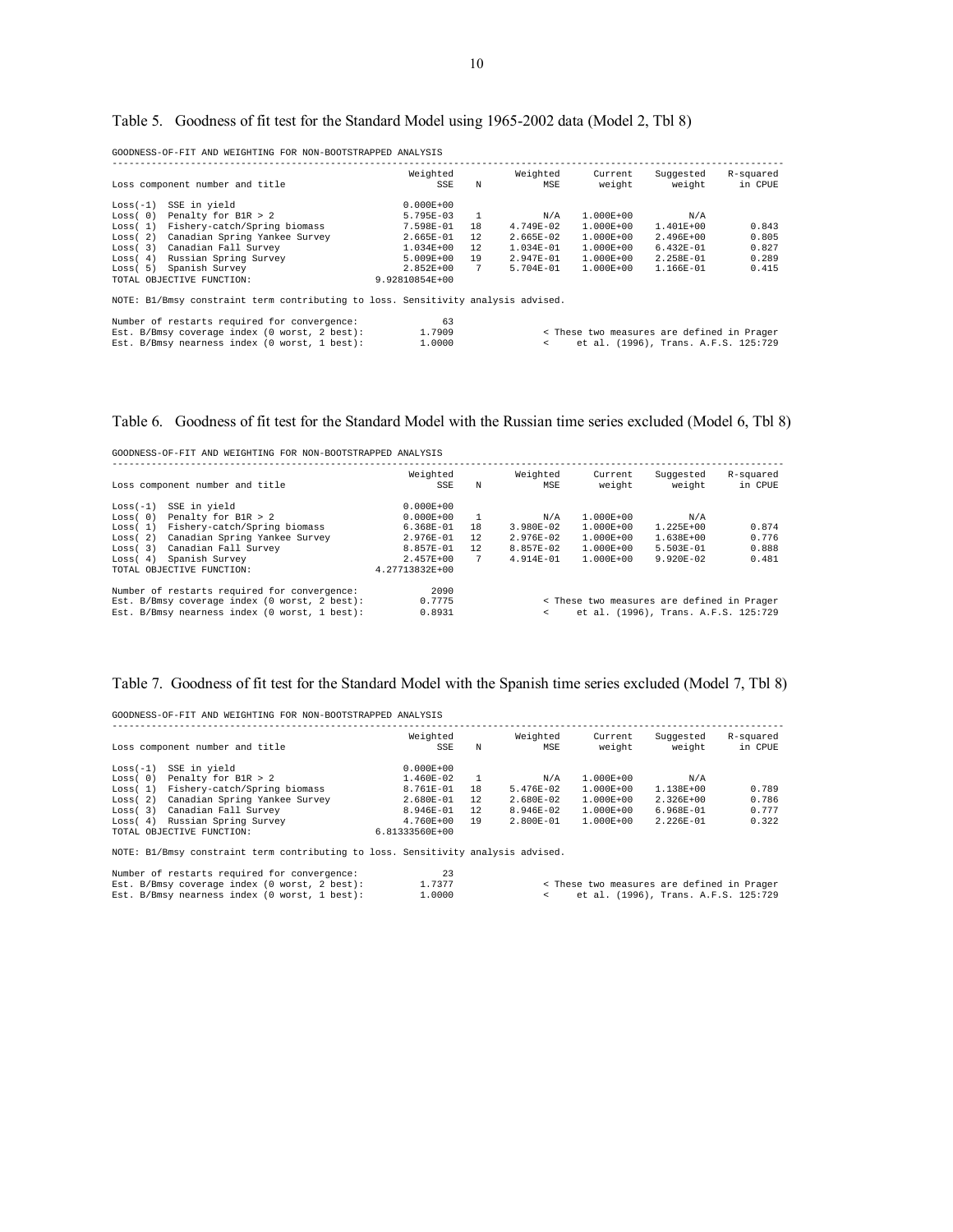Table 5. Goodness of fit test for the Standard Model using 1965-2002 data (Model 2, Tbl 8)

GOODNESS-OF-FIT AND WEIGHTING FOR NON-BOOTSTRAPPED ANALYSIS

| Loss component number and title | Weighted SSE | N | Weighted MSE | Current weight | Suggested weight | R-squared in CPUE |
|---|---|---|---|---|---|---|
| Loss(-1) SSE in yield | 0.000E+00 | | | | | |
| Loss( 0) Penalty for B1R > 2 | 5.795E-03 | 1 | N/A | 1.000E+00 | N/A | |
| Loss( 1) Fishery-catch/Spring biomass | 7.598E-01 | 18 | 4.749E-02 | 1.000E+00 | 1.401E+00 | 0.843 |
| Loss( 2) Canadian Spring Yankee Survey | 2.665E-01 | 12 | 2.665E-02 | 1.000E+00 | 2.496E+00 | 0.805 |
| Loss( 3) Canadian Fall Survey | 1.034E+00 | 12 | 1.034E-01 | 1.000E+00 | 6.432E-01 | 0.827 |
| Loss( 4) Russian Spring Survey | 5.009E+00 | 19 | 2.947E-01 | 1.000E+00 | 2.258E-01 | 0.289 |
| Loss( 5) Spanish Survey | 2.852E+00 | 7 | 5.704E-01 | 1.000E+00 | 1.166E-01 | 0.415 |
| TOTAL OBJECTIVE FUNCTION: | 9.92810854E+00 | | | | | |

NOTE: B1/Bmsy constraint term contributing to loss. Sensitivity analysis advised.

```
Number of restarts required for convergence:        63
Est. B/Bmsy coverage index (0 worst, 2 best):       1.7909    < These two measures are defined in Prager
Est. B/Bmsy nearness index (0 worst, 1 best):       1.0000    <    et al. (1996), Trans. A.F.S. 125:729
```

Table 6. Goodness of fit test for the Standard Model with the Russian time series excluded (Model 6, Tbl 8)

GOODNESS-OF-FIT AND WEIGHTING FOR NON-BOOTSTRAPPED ANALYSIS

| Loss component number and title | Weighted SSE | N | Weighted MSE | Current weight | Suggested weight | R-squared in CPUE |
|---|---|---|---|---|---|---|
| Loss(-1) SSE in yield | 0.000E+00 | | | | | |
| Loss( 0) Penalty for B1R > 2 | 0.000E+00 | 1 | N/A | 1.000E+00 | N/A | |
| Loss( 1) Fishery-catch/Spring biomass | 6.368E-01 | 18 | 3.980E-02 | 1.000E+00 | 1.225E+00 | 0.874 |
| Loss( 2) Canadian Spring Yankee Survey | 2.976E-01 | 12 | 2.976E-02 | 1.000E+00 | 1.638E+00 | 0.776 |
| Loss( 3) Canadian Fall Survey | 8.857E-01 | 12 | 8.857E-02 | 1.000E+00 | 5.503E-01 | 0.888 |
| Loss( 4) Spanish Survey | 2.457E+00 | 7 | 4.914E-01 | 1.000E+00 | 9.920E-02 | 0.481 |
| TOTAL OBJECTIVE FUNCTION: | 4.27713832E+00 | | | | | |

```
Number of restarts required for convergence:        2090
Est. B/Bmsy coverage index (0 worst, 2 best):       0.7775    < These two measures are defined in Prager
Est. B/Bmsy nearness index (0 worst, 1 best):       0.8931    <    et al. (1996), Trans. A.F.S. 125:729
```

Table 7. Goodness of fit test for the Standard Model with the Spanish time series excluded (Model 7, Tbl 8)

GOODNESS-OF-FIT AND WEIGHTING FOR NON-BOOTSTRAPPED ANALYSIS

| Loss component number and title | Weighted SSE | N | Weighted MSE | Current weight | Suggested weight | R-squared in CPUE |
|---|---|---|---|---|---|---|
| Loss(-1) SSE in yield | 0.000E+00 | | | | | |
| Loss( 0) Penalty for B1R > 2 | 1.460E-02 | 1 | N/A | 1.000E+00 | N/A | |
| Loss( 1) Fishery-catch/Spring biomass | 8.761E-01 | 18 | 5.476E-02 | 1.000E+00 | 1.138E+00 | 0.789 |
| Loss( 2) Canadian Spring Yankee Survey | 2.680E-01 | 12 | 2.680E-02 | 1.000E+00 | 2.326E+00 | 0.786 |
| Loss( 3) Canadian Fall Survey | 8.946E-01 | 12 | 8.946E-02 | 1.000E+00 | 6.968E-01 | 0.777 |
| Loss( 4) Russian Spring Survey | 4.760E+00 | 19 | 2.800E-01 | 1.000E+00 | 2.226E-01 | 0.322 |
| TOTAL OBJECTIVE FUNCTION: | 6.81333560E+00 | | | | | |

NOTE: B1/Bmsy constraint term contributing to loss. Sensitivity analysis advised.

```
Number of restarts required for convergence:        23
Est. B/Bmsy coverage index (0 worst, 2 best):       1.7377    < These two measures are defined in Prager
Est. B/Bmsy nearness index (0 worst, 1 best):       1.0000    <    et al. (1996), Trans. A.F.S. 125:729
```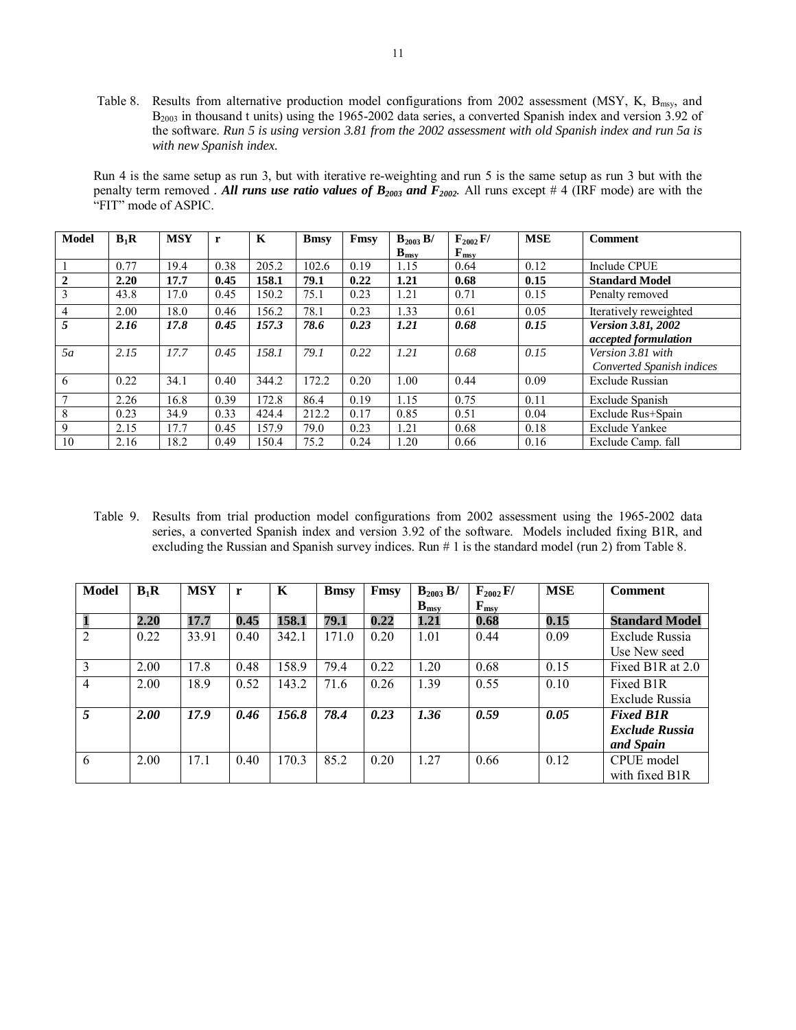Table 8. Results from alternative production model configurations from 2002 assessment (MSY, K, $B_{msy}$, and $B_{2003}$ in thousand t units) using the 1965-2002 data series, a converted Spanish index and version 3.92 of the software. *Run 5 is using version 3.81 from the 2002 assessment with old Spanish index and run 5a is with new Spanish index.*

Run 4 is the same setup as run 3, but with iterative re-weighting and run 5 is the same setup as run 3 but with the penalty term removed . ***All runs use ratio values of $B_{2003}$ and $F_{2002}$.*** All runs except # 4 (IRF mode) are with the "FIT" mode of ASPIC.

| Model | $B_1R$ | MSY | r | K | Bmsy | Fmsy | $B_{2003}$ B/ $B_{msy}$ | $F_{2002}$ F/ $F_{msy}$ | MSE | Comment |
|---|---|---|---|---|---|---|---|---|---|---|
| 1 | 0.77 | 19.4 | 0.38 | 205.2 | 102.6 | 0.19 | 1.15 | 0.64 | 0.12 | Include CPUE |
| **2** | **2.20** | **17.7** | **0.45** | **158.1** | **79.1** | **0.22** | **1.21** | **0.68** | **0.15** | **Standard Model** |
| 3 | 43.8 | 17.0 | 0.45 | 150.2 | 75.1 | 0.23 | 1.21 | 0.71 | 0.15 | Penalty removed |
| 4 | 2.00 | 18.0 | 0.46 | 156.2 | 78.1 | 0.23 | 1.33 | 0.61 | 0.05 | Iteratively reweighted |
| ***5*** | ***2.16*** | ***17.8*** | ***0.45*** | ***157.3*** | ***78.6*** | ***0.23*** | ***1.21*** | ***0.68*** | ***0.15*** | ***Version 3.81, 2002 accepted formulation*** |
| *5a* | *2.15* | *17.7* | *0.45* | *158.1* | *79.1* | *0.22* | *1.21* | *0.68* | *0.15* | *Version 3.81 with Converted Spanish indices* |
| 6 | 0.22 | 34.1 | 0.40 | 344.2 | 172.2 | 0.20 | 1.00 | 0.44 | 0.09 | Exclude Russian |
| 7 | 2.26 | 16.8 | 0.39 | 172.8 | 86.4 | 0.19 | 1.15 | 0.75 | 0.11 | Exclude Spanish |
| 8 | 0.23 | 34.9 | 0.33 | 424.4 | 212.2 | 0.17 | 0.85 | 0.51 | 0.04 | Exclude Rus+Spain |
| 9 | 2.15 | 17.7 | 0.45 | 157.9 | 79.0 | 0.23 | 1.21 | 0.68 | 0.18 | Exclude Yankee |
| 10 | 2.16 | 18.2 | 0.49 | 150.4 | 75.2 | 0.24 | 1.20 | 0.66 | 0.16 | Exclude Camp. fall |

Table 9. Results from trial production model configurations from 2002 assessment using the 1965-2002 data series, a converted Spanish index and version 3.92 of the software. Models included fixing B1R, and excluding the Russian and Spanish survey indices. Run # 1 is the standard model (run 2) from Table 8.

| Model | $B_1R$ | MSY | r | K | Bmsy | Fmsy | $B_{2003}$ B/ $B_{msy}$ | $F_{2002}$ F/ $F_{msy}$ | MSE | Comment |
|---|---|---|---|---|---|---|---|---|---|---|
| **1** | **2.20** | **17.7** | **0.45** | **158.1** | **79.1** | **0.22** | **1.21** | **0.68** | **0.15** | **Standard Model** |
| 2 | 0.22 | 33.91 | 0.40 | 342.1 | 171.0 | 0.20 | 1.01 | 0.44 | 0.09 | Exclude Russia Use New seed |
| 3 | 2.00 | 17.8 | 0.48 | 158.9 | 79.4 | 0.22 | 1.20 | 0.68 | 0.15 | Fixed B1R at 2.0 |
| 4 | 2.00 | 18.9 | 0.52 | 143.2 | 71.6 | 0.26 | 1.39 | 0.55 | 0.10 | Fixed B1R Exclude Russia |
| ***5*** | ***2.00*** | ***17.9*** | ***0.46*** | ***156.8*** | ***78.4*** | ***0.23*** | ***1.36*** | ***0.59*** | ***0.05*** | ***Fixed B1R Exclude Russia and Spain*** |
| 6 | 2.00 | 17.1 | 0.40 | 170.3 | 85.2 | 0.20 | 1.27 | 0.66 | 0.12 | CPUE model with fixed B1R |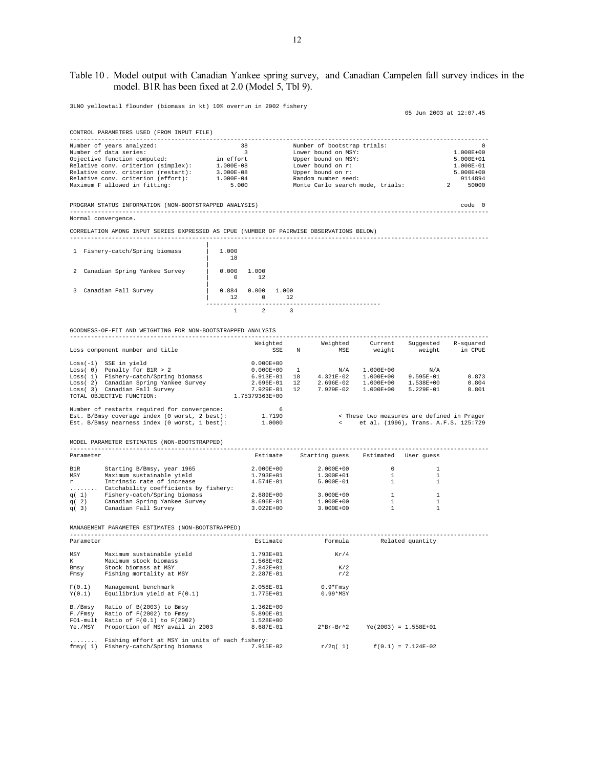Table 10 . Model output with Canadian Yankee spring survey, and Canadian Campelen fall survey indices in the model. B1R has been fixed at 2.0 (Model 5, Tbl 9).

```
3LNO yellowtail flounder (biomass in kt) 10% overrun in 2002 fishery
                                                                                          05 Jun 2003 at 12:07.45

CONTROL PARAMETERS USED (FROM INPUT FILE)
------------------------------------------------------------------------------------------------------------------
Number of years analyzed:                  38        Number of bootstrap trials:                          0
Number of data series:                      3        Lower bound on MSY:                          1.000E+00
Objective function computed:        in effort        Upper bound on MSY:                          5.000E+01
Relative conv. criterion (simplex):  1.000E-08       Lower bound on r:                            1.000E-01
Relative conv. criterion (restart):  3.000E-08       Upper bound on r:                            5.000E+00
Relative conv. criterion (effort):   1.000E-04       Random number seed:                            9114894
Maximum F allowed in fitting:           5.000        Monte Carlo search mode, trials:          2      50000

PROGRAM STATUS INFORMATION (NON-BOOTSTRAPPED ANALYSIS)                                              code  0
------------------------------------------------------------------------------------------------------------------
Normal convergence.

CORRELATION AMONG INPUT SERIES EXPRESSED AS CPUE (NUMBER OF PAIRWISE OBSERVATIONS BELOW)
------------------------------------------------------------------------------------------------------------------
                                      |
 1  Fishery-catch/Spring biomass      |  1.000
                                      |     18
                                      |
 2  Canadian Spring Yankee Survey     |  0.000   1.000
                                      |      0      12
                                      |
 3  Canadian Fall Survey              |  0.884   0.000   1.000
                                      |     12       0      12
                                      ---------------------------------------------------
                                           1       2       3

GOODNESS-OF-FIT AND WEIGHTING FOR NON-BOOTSTRAPPED ANALYSIS
------------------------------------------------------------------------------------------------------------------
                                            Weighted          Weighted    Current   Suggested   R-squared
Loss component number and title                  SSE    N          MSE     weight      weight     in CPUE

Loss(-1)  SSE in yield                     0.000E+00
Loss( 0)  Penalty for B1R > 2              0.000E+00    1          N/A  1.000E+00         N/A
Loss( 1)  Fishery-catch/Spring biomass     6.913E-01   18    4.321E-02  1.000E+00   9.595E-01       0.873
Loss( 2)  Canadian Spring Yankee Survey    2.696E-01   12    2.696E-02  1.000E+00   1.538E+00       0.804
Loss( 3)  Canadian Fall Survey             7.929E-01   12    7.929E-02  1.000E+00   5.229E-01       0.801
TOTAL OBJECTIVE FUNCTION:               1.75379363E+00

Number of restarts required for convergence:         6
Est. B/Bmsy coverage index (0 worst, 2 best):    1.7190            < These two measures are defined in Prager
Est. B/Bmsy nearness index (0 worst, 1 best):    1.0000            <   et al. (1996), Trans. A.F.S. 125:729

MODEL PARAMETER ESTIMATES (NON-BOOTSTRAPPED)
------------------------------------------------------------------------------------------------------------------
Parameter                                           Estimate    Starting guess   Estimated  User guess

B1R       Starting B/Bmsy, year 1965             2.000E+00       2.000E+00           0           1
MSY       Maximum sustainable yield              1.793E+01       1.300E+01           1           1
r         Intrinsic rate of increase             4.574E-01       5.000E-01           1           1
........  Catchability coefficients by fishery:
q( 1)     Fishery-catch/Spring biomass           2.889E+00       3.000E+00           1           1
q( 2)     Canadian Spring Yankee Survey          8.696E-01       1.000E+00           1           1
q( 3)     Canadian Fall Survey                   3.022E+00       3.000E+00           1           1

MANAGEMENT PARAMETER ESTIMATES (NON-BOOTSTRAPPED)
------------------------------------------------------------------------------------------------------------------
Parameter                                           Estimate          Formula        Related quantity

MSY       Maximum sustainable yield              1.793E+01             Kr/4
K         Maximum stock biomass                  1.568E+02
Bmsy      Stock biomass at MSY                   7.842E+01              K/2
Fmsy      Fishing mortality at MSY               2.287E-01              r/2

F(0.1)    Management benchmark                   2.058E-01         0.9*Fmsy
Y(0.1)    Equilibrium yield at F(0.1)            1.775E+01         0.99*MSY

B./Bmsy   Ratio of B(2003) to Bmsy               1.362E+00
F./Fmsy   Ratio of F(2002) to Fmsy               5.890E-01
F01-mult  Ratio of F(0.1) to F(2002)             1.528E+00
Ye./MSY   Proportion of MSY avail in 2003        8.687E-01        2*Br-Br^2    Ye(2003) = 1.558E+01

........  Fishing effort at MSY in units of each fishery:
fmsy( 1)  Fishery-catch/Spring biomass           7.915E-02         r/2q( 1)     f(0.1) = 7.124E-02
```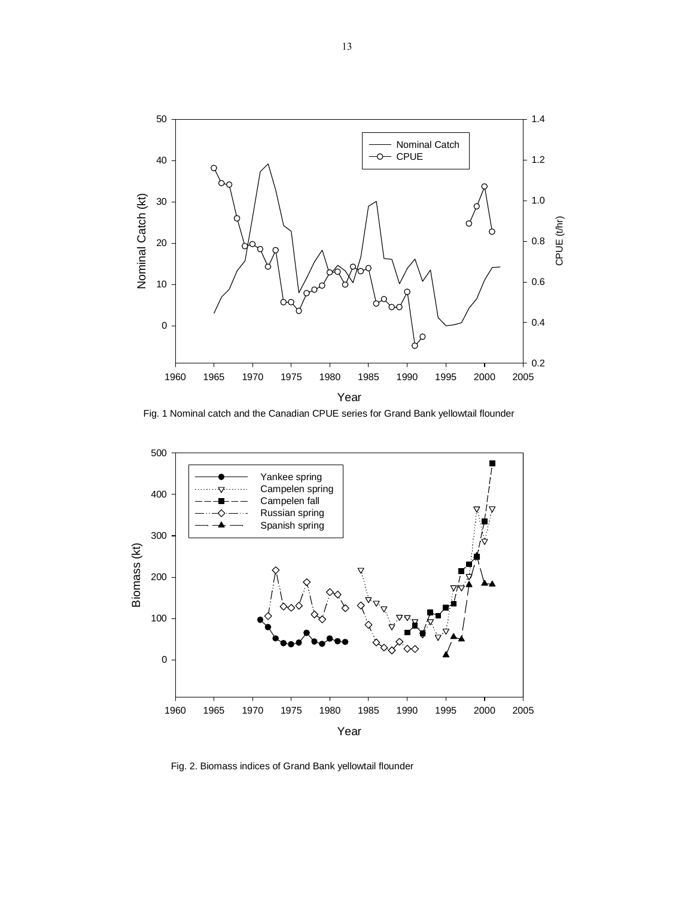Fig. 1 Nominal catch and the Canadian CPUE series for Grand Bank yellowtail flounder

Fig. 2. Biomass indices of Grand Bank yellowtail flounder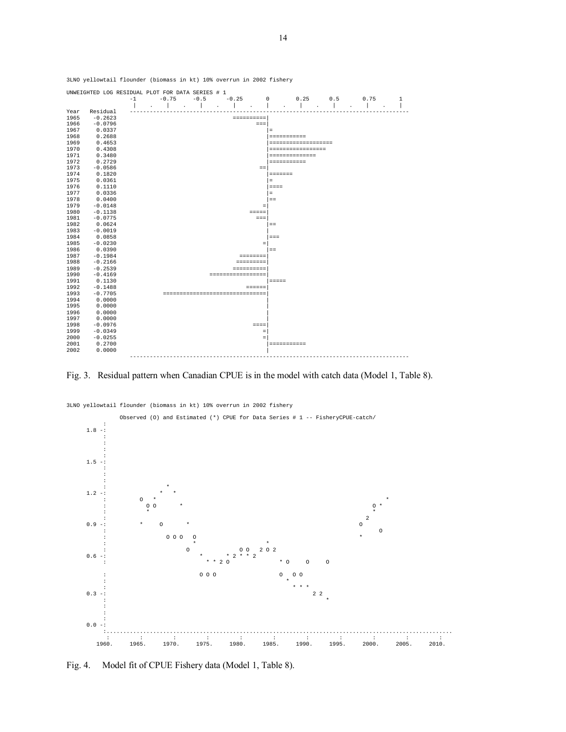```
3LNO yellowtail flounder (biomass in kt) 10% overrun in 2002 fishery

UNWEIGHTED LOG RESIDUAL PLOT FOR DATA SERIES # 1
                -1      -0.75    -0.5     -0.25      0       0.25     0.5      0.75      1
                 |    .    |    .    |    .    |    .    |    .    |    .    |    .    |    .    |
Year   Residual  ---------------------------------------------------------------------------------
1965   -0.2623                              ==========|
1966   -0.0796                                     ===|
1967    0.0337                                        |=
1968    0.2688                                        |===========
1969    0.4653                                        |===================
1970    0.4308                                        |=================
1971    0.3480                                        |==============
1972    0.2729                                        |===========
1973   -0.0586                                      ==|
1974    0.1820                                        |=======
1975    0.0361                                        |=
1976    0.1110                                        |====
1977    0.0336                                        |=
1978    0.0400                                        |==
1979   -0.0148                                       =|
1980   -0.1138                                   =====|
1981   -0.0775                                     ===|
1982    0.0624                                        |==
1983   -0.0019                                        |
1984    0.0858                                        |===
1985   -0.0230                                       =|
1986    0.0390                                        |==
1987   -0.1984                                ========|
1988   -0.2166                               =========|
1989   -0.2539                               ==========|
1990   -0.4169                         =================|
1991    0.1130                                        |=====
1992   -0.1488                                  ======|
1993   -0.7705                 ===============================|
1994    0.0000                                        |
1995    0.0000                                        |
1996    0.0000                                        |
1997    0.0000                                        |
1998   -0.0976                                    ====|
1999   -0.0349                                       =|
2000   -0.0255                                       =|
2001    0.2700                                        |===========
2002    0.0000                                        |
                 ---------------------------------------------------------------------------------
```

Fig. 3. Residual pattern when Canadian CPUE is in the model with catch data (Model 1, Table 8).

```
3LNO yellowtail flounder (biomass in kt) 10% overrun in 2002 fishery

        Observed (O) and Estimated (*) CPUE for Data Series # 1 -- FisheryCPUE-catch/
```

Fig. 4. Model fit of CPUE Fishery data (Model 1, Table 8).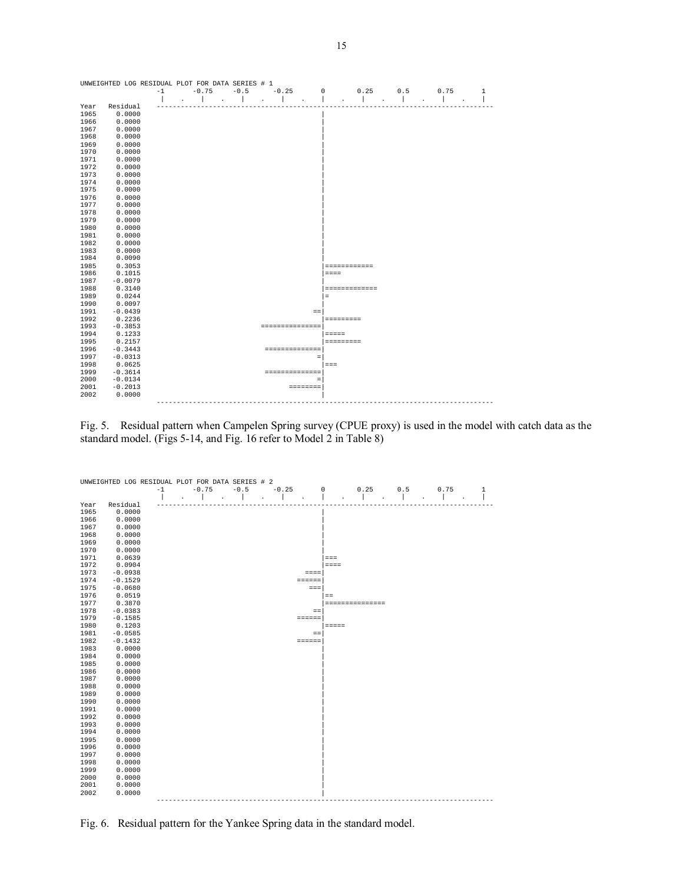```
UNWEIGHTED LOG RESIDUAL PLOT FOR DATA SERIES # 1
                 -1      -0.75    -0.5     -0.25      0       0.25     0.5      0.75      1
                  |    .    |    .    |    .    |    .    |    .    |    .    |    .    |    .    |
Year   Residual  ---------------------------------------------------------------------------------
1965     0.0000                                       |
1966     0.0000                                       |
1967     0.0000                                       |
1968     0.0000                                       |
1969     0.0000                                       |
1970     0.0000                                       |
1971     0.0000                                       |
1972     0.0000                                       |
1973     0.0000                                       |
1974     0.0000                                       |
1975     0.0000                                       |
1976     0.0000                                       |
1977     0.0000                                       |
1978     0.0000                                       |
1979     0.0000                                       |
1980     0.0000                                       |
1981     0.0000                                       |
1982     0.0000                                       |
1983     0.0000                                       |
1984     0.0090                                       |
1985     0.3053                                       |============
1986     0.1015                                       |====
1987    -0.0079                                       |
1988     0.3140                                       |=============
1989     0.0244                                       |=
1990     0.0097                                       |
1991    -0.0439                                     ==|
1992     0.2236                                       |=========
1993    -0.3853                         ===============|
1994     0.1233                                       |=====
1995     0.2157                                       |=========
1996    -0.3443                          ==============|
1997    -0.0313                                      =|
1998     0.0625                                       |===
1999    -0.3614                          ==============|
2000    -0.0134                                      =|
2001    -0.2013                               ========|
2002     0.0000                                       |
                  ---------------------------------------------------------------------------------
```

Fig. 5. Residual pattern when Campelen Spring survey (CPUE proxy) is used in the model with catch data as the standard model. (Figs 5-14, and Fig. 16 refer to Model 2 in Table 8)

```
UNWEIGHTED LOG RESIDUAL PLOT FOR DATA SERIES # 2
                 -1      -0.75    -0.5     -0.25      0       0.25     0.5      0.75      1
                  |    .    |    .    |    .    |    .    |    .    |    .    |    .    |    .    |
Year   Residual  ---------------------------------------------------------------------------------
1965     0.0000                                       |
1966     0.0000                                       |
1967     0.0000                                       |
1968     0.0000                                       |
1969     0.0000                                       |
1970     0.0000                                       |
1971     0.0639                                       |===
1972     0.0904                                       |====
1973    -0.0938                                   ====|
1974    -0.1529                                 ======|
1975    -0.0680                                    ===|
1976     0.0519                                       |==
1977     0.3870                                       |===============
1978    -0.0383                                     ==|
1979    -0.1585                                 ======|
1980     0.1203                                       |=====
1981    -0.0585                                     ==|
1982    -0.1432                                 ======|
1983     0.0000                                       |
1984     0.0000                                       |
1985     0.0000                                       |
1986     0.0000                                       |
1987     0.0000                                       |
1988     0.0000                                       |
1989     0.0000                                       |
1990     0.0000                                       |
1991     0.0000                                       |
1992     0.0000                                       |
1993     0.0000                                       |
1994     0.0000                                       |
1995     0.0000                                       |
1996     0.0000                                       |
1997     0.0000                                       |
1998     0.0000                                       |
1999     0.0000                                       |
2000     0.0000                                       |
2001     0.0000                                       |
2002     0.0000                                       |
                  ---------------------------------------------------------------------------------
```

Fig. 6. Residual pattern for the Yankee Spring data in the standard model.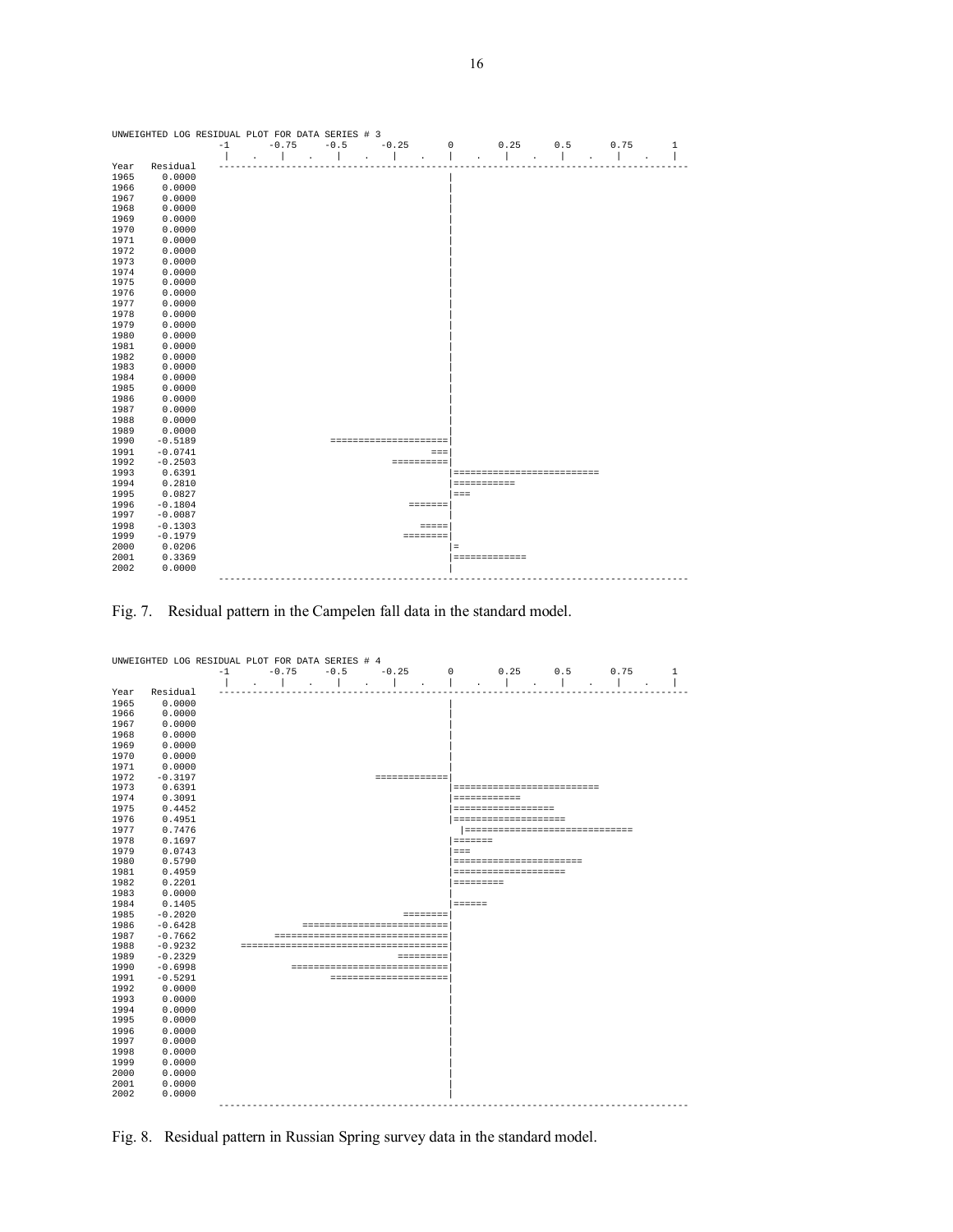```
UNWEIGHTED LOG RESIDUAL PLOT FOR DATA SERIES # 3
                    -1       -0.75     -0.5      -0.25       0        0.25      0.5       0.75      1
                     |    .    |    .    |    .    |    .    |    .    |    .    |    .    |    .    |
Year   Residual    ---------------------------------------------------------------------------------
1965    0.0000                                                |
1966    0.0000                                                |
1967    0.0000                                                |
1968    0.0000                                                |
1969    0.0000                                                |
1970    0.0000                                                |
1971    0.0000                                                |
1972    0.0000                                                |
1973    0.0000                                                |
1974    0.0000                                                |
1975    0.0000                                                |
1976    0.0000                                                |
1977    0.0000                                                |
1978    0.0000                                                |
1979    0.0000                                                |
1980    0.0000                                                |
1981    0.0000                                                |
1982    0.0000                                                |
1983    0.0000                                                |
1984    0.0000                                                |
1985    0.0000                                                |
1986    0.0000                                                |
1987    0.0000                                                |
1988    0.0000                                                |
1989    0.0000                                                |
1990   -0.5189                            =====================|
1991   -0.0741                                             ===|
1992   -0.2503                                      ==========|
1993    0.6391                                                |==========================
1994    0.2810                                                |===========
1995    0.0827                                                |===
1996   -0.1804                                         =======|
1997   -0.0087                                                |
1998   -0.1303                                           =====|
1999   -0.1979                                        ========|
2000    0.0206                                                |=
2001    0.3369                                                |=============
2002    0.0000                                                |
                   ---------------------------------------------------------------------------------
```

Fig. 7. Residual pattern in the Campelen fall data in the standard model.

```
UNWEIGHTED LOG RESIDUAL PLOT FOR DATA SERIES # 4
                    -1       -0.75     -0.5      -0.25       0        0.25      0.5       0.75      1
                     |    .    |    .    |    .    |    .    |    .    |    .    |    .    |    .    |
Year   Residual    ---------------------------------------------------------------------------------
1965    0.0000                                                |
1966    0.0000                                                |
1967    0.0000                                                |
1968    0.0000                                                |
1969    0.0000                                                |
1970    0.0000                                                |
1971    0.0000                                                |
1972   -0.3197                                 =============|
1973    0.6391                                                |==========================
1974    0.3091                                                |============
1975    0.4452                                                |==================
1976    0.4951                                                |====================
1977    0.7476                                                 |==============================
1978    0.1697                                                |=======
1979    0.0743                                                |===
1980    0.5790                                                |=======================
1981    0.4959                                                |====================
1982    0.2201                                                |=========
1983    0.0000                                                |
1984    0.1405                                                |======
1985   -0.2020                                        ========|
1986   -0.6428                      ==========================|
1987   -0.7662                 ===============================|
1988   -0.9232           =====================================|
1989   -0.2329                                       =========|
1990   -0.6998                    ============================|
1991   -0.5291                           =====================|
1992    0.0000                                                |
1993    0.0000                                                |
1994    0.0000                                                |
1995    0.0000                                                |
1996    0.0000                                                |
1997    0.0000                                                |
1998    0.0000                                                |
1999    0.0000                                                |
2000    0.0000                                                |
2001    0.0000                                                |
2002    0.0000                                                |
                   ---------------------------------------------------------------------------------
```

Fig. 8. Residual pattern in Russian Spring survey data in the standard model.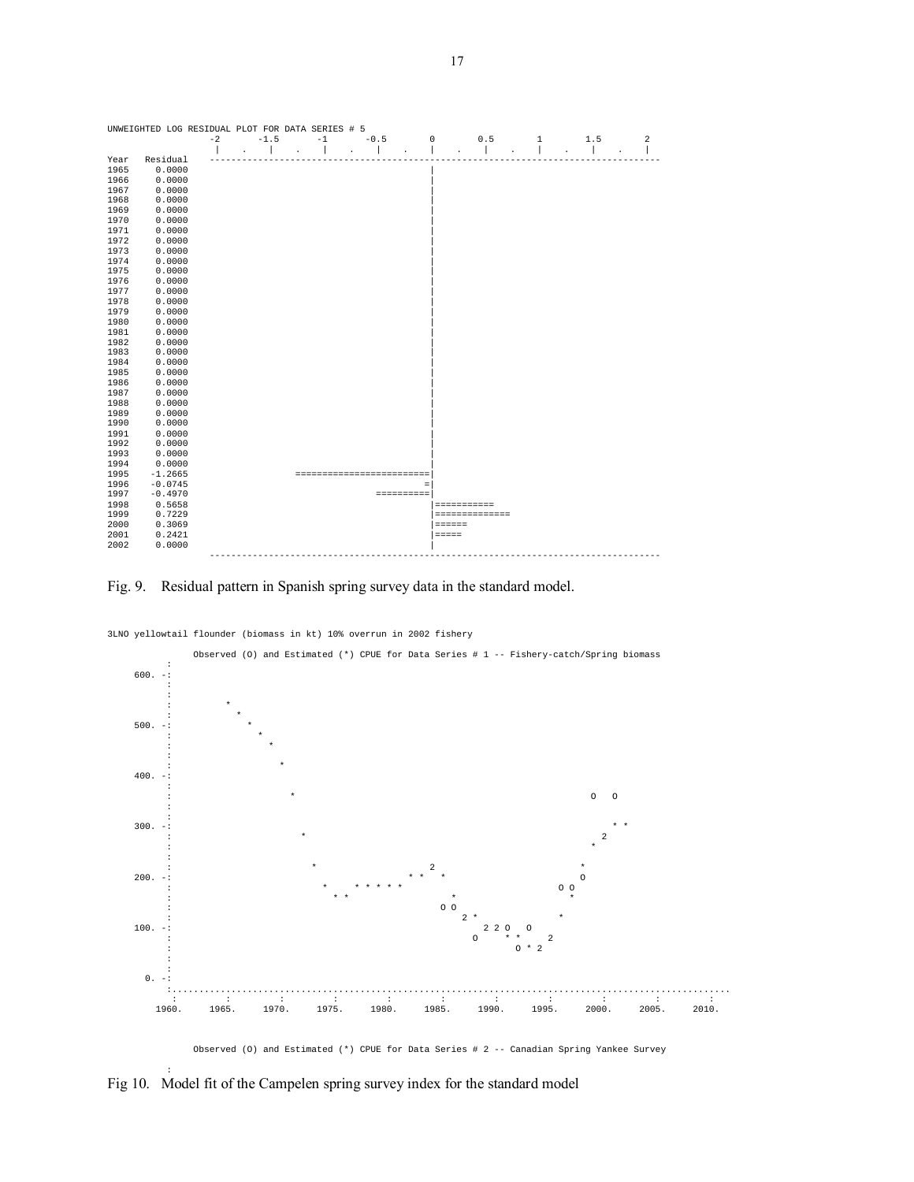```
UNWEIGHTED LOG RESIDUAL PLOT FOR DATA SERIES # 5
                -2      -1.5      -1      -0.5       0       0.5       1       1.5       2
                 |   .    |   .    |   .    |   .    |   .    |   .    |   .    |   .    |
Year   Residual  ------------------------------------------------------------------------------------
1965    0.0000                                       |
1966    0.0000                                       |
1967    0.0000                                       |
1968    0.0000                                       |
1969    0.0000                                       |
1970    0.0000                                       |
1971    0.0000                                       |
1972    0.0000                                       |
1973    0.0000                                       |
1974    0.0000                                       |
1975    0.0000                                       |
1976    0.0000                                       |
1977    0.0000                                       |
1978    0.0000                                       |
1979    0.0000                                       |
1980    0.0000                                       |
1981    0.0000                                       |
1982    0.0000                                       |
1983    0.0000                                       |
1984    0.0000                                       |
1985    0.0000                                       |
1986    0.0000                                       |
1987    0.0000                                       |
1988    0.0000                                       |
1989    0.0000                                       |
1990    0.0000                                       |
1991    0.0000                                       |
1992    0.0000                                       |
1993    0.0000                                       |
1994    0.0000                                       |
1995   -1.2665                 =========================|
1996   -0.0745                                      =|
1997   -0.4970                              ==========|
1998    0.5658                                       |===========
1999    0.7229                                       |==============
2000    0.3069                                       |======
2001    0.2421                                       |=====
2002    0.0000                                       |
                 ------------------------------------------------------------------------------------
```

Fig. 9. Residual pattern in Spanish spring survey data in the standard model.

```
3LNO yellowtail flounder (biomass in kt) 10% overrun in 2002 fishery

          Observed (O) and Estimated (*) CPUE for Data Series # 1 -- Fishery-catch/Spring biomass
```

```
          Observed (O) and Estimated (*) CPUE for Data Series # 2 -- Canadian Spring Yankee Survey
```

Fig 10. Model fit of the Campelen spring survey index for the standard model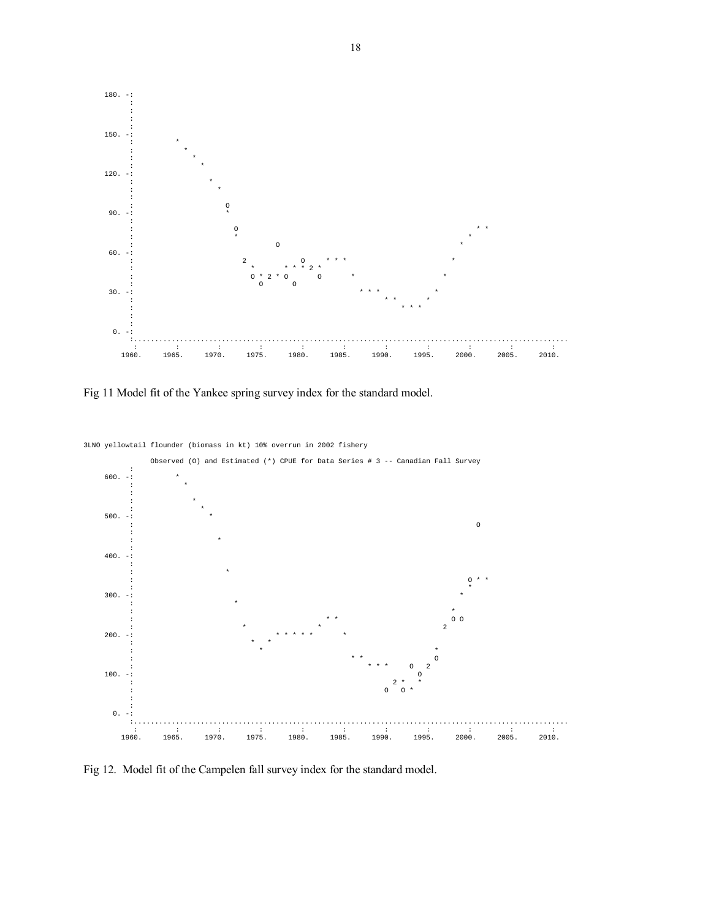Fig 11 Model fit of the Yankee spring survey index for the standard model.

```
3LNO yellowtail flounder (biomass in kt) 10% overrun in 2002 fishery

          Observed (O) and Estimated (*) CPUE for Data Series # 3 -- Canadian Fall Survey
```

Fig 12. Model fit of the Campelen fall survey index for the standard model.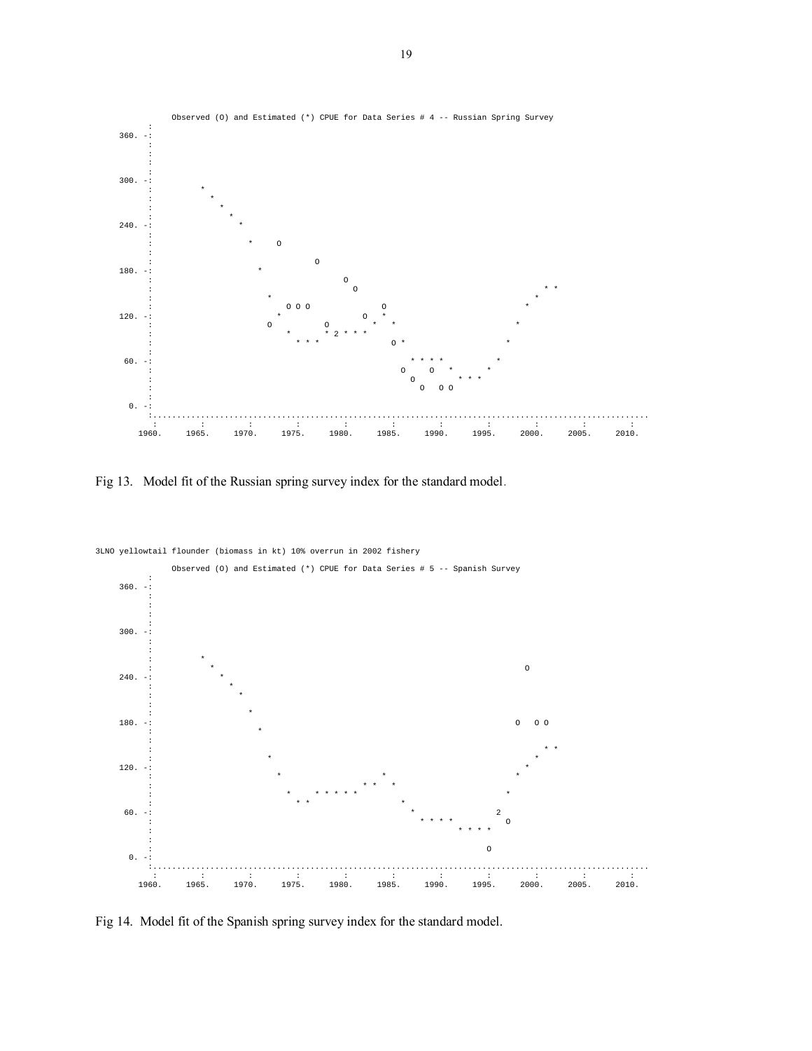```
                    Observed (O) and Estimated (*) CPUE for Data Series # 4 -- Russian Spring Survey
           :
   360. -:
           :
           :
           :
           :
   300. -:
           :         *
           :           *
           :             *
           :               *
   240. -:                   *
           :                     *     O
           :
           :                               O
   180. -:                       *
           :                                     O
           :                                       O
           :                         *
           :                             O O O             O
   120. -:                           *                   O *
           :                         O           O       * *
           :                           *       * 2 * * *
           :                             * * *           O *
           :
    60. -:                                               * * * *           *
           :                                           O     O   *       *
           :                                             O         * * *
           :                                               O   O O
           :
     0. -:
           :.............................................................................................
           :         :         :         :         :         :         :         :         :         :         :
         1960.     1965.     1970.     1975.     1980.     1985.     1990.     1995.     2000.     2005.     2010.
```

Fig 13. Model fit of the Russian spring survey index for the standard model.

```
3LNO yellowtail flounder (biomass in kt) 10% overrun in 2002 fishery
                    Observed (O) and Estimated (*) CPUE for Data Series # 5 -- Spanish Survey
           :
   360. -:
           :
           :
           :
           :
   300. -:
           :
           :
           :         *
           :           *                                                           O
   240. -:             *
           :               *
           :                 *
           :
           :                   *
   180. -:                                                                       O   O O
           :                     *
           :
           :                                                                           * *
           :                       *                                             *
   120. -:                         *                                           *
           :                                       * *   *                   *
           :                           *       * * * * *                   *
           :                             * *
           :                                             *
    60. -:                                                 *             2
           :                                                   * * * *     O
           :                                                         * * * *
           :
           :                                                               O
     0. -:
           :.............................................................................................
           :         :         :         :         :         :         :         :         :         :         :
         1960.     1965.     1970.     1975.     1980.     1985.     1990.     1995.     2000.     2005.     2010.
```

Fig 14. Model fit of the Spanish spring survey index for the standard model.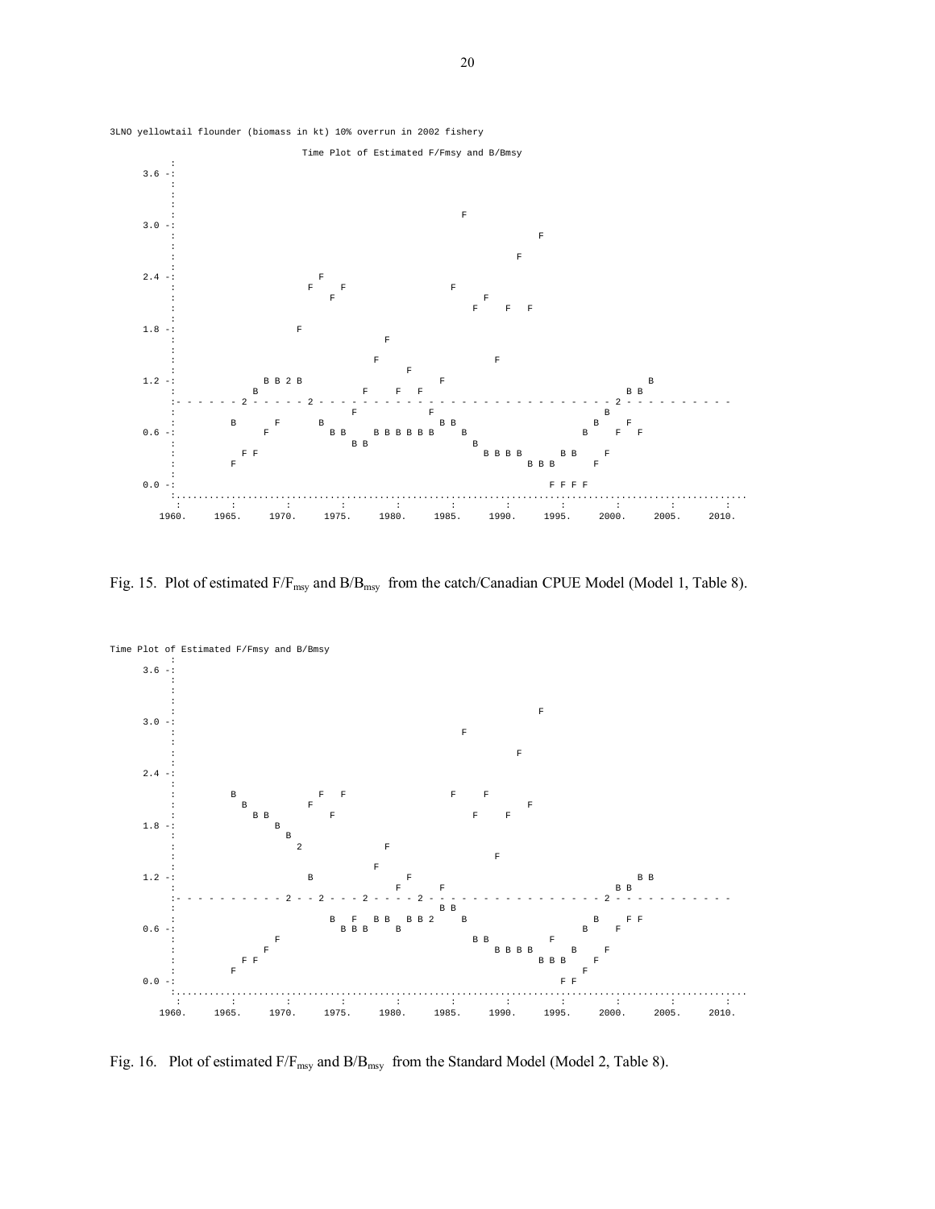3LNO yellowtail flounder (biomass in kt) 10% overrun in 2002 fishery

Time Plot of Estimated F/Fmsy and B/Bmsy

```
     :
3.6 -:
     :
3.0 -:
     :
2.4 -:
     :
1.8 -:
     :
1.2 -:
     :
0.6 -:
     :
0.0 -:
     :.............................................................................................
      :        :        :        :        :        :        :        :        :        :
    1960.    1965.    1970.    1975.    1980.    1985.    1990.    1995.    2000.    2005.    2010.
```

Fig. 15. Plot of estimated $F/F_{msy}$ and $B/B_{msy}$ from the catch/Canadian CPUE Model (Model 1, Table 8).

Time Plot of Estimated F/Fmsy and B/Bmsy

```
     :
3.6 -:
     :
3.0 -:
     :
2.4 -:
     :
1.8 -:
     :
1.2 -:
     :
0.6 -:
     :
0.0 -:
     :.............................................................................................
      :        :        :        :        :        :        :        :        :        :
    1960.    1965.    1970.    1975.    1980.    1985.    1990.    1995.    2000.    2005.    2010.
```

Fig. 16. Plot of estimated $F/F_{msy}$ and $B/B_{msy}$ from the Standard Model (Model 2, Table 8).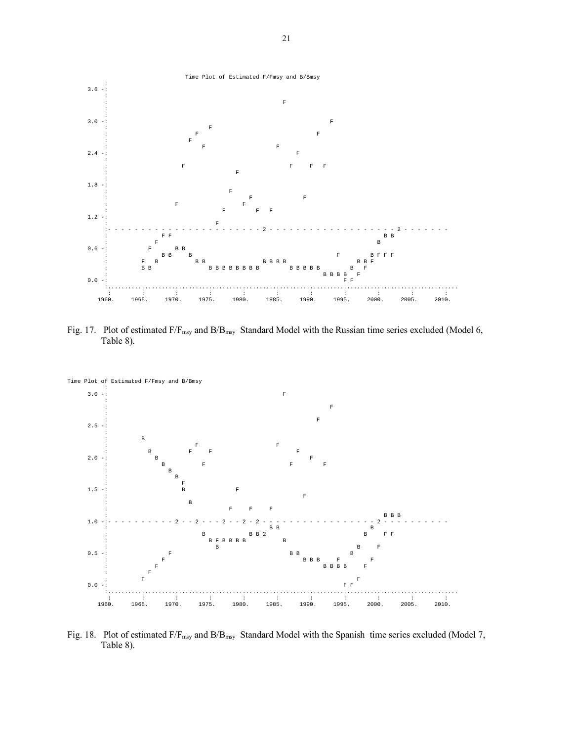```
                          Time Plot of Estimated F/Fmsy and B/Bmsy
     :
3.6 -:
     :
     :                                                    F
     :
     :
3.0 -:                                                                  F
     :                               F
     :                             F                                  F
     :                           F
     :                               F                  F
2.4 -:                                                          F
     :
     :                         F                          F     F   F
     :                                       F
     :
1.8 -:
     :                                 F
     :                                       F                  F
     :                       F             F
     :                                 F         F   F
1.2 -:
     :                              F
     :- - - - - - - - - - - - - - - - - - - - - - - 2 - - - - - - - - - - - - - - - - - - - - 2 - - - - - - -
     :             F F                                                               B B
     :           F                                                                 B
0.6 -:         F         B B
     :             B B     B                                              F        B F F F
     :     F   B             B B                  B B B B                       B B F
     :     B B                   B B B B B B B B         B B B B B           B   F
     :                                                             B B B B   F
0.0 -:                                                                     F F
     :...........................................................................................................
     :         :         :         :         :         :         :         :         :         :         :
   1960.     1965.     1970.     1975.     1980.     1985.     1990.     1995.     2000.     2005.     2010.
```

Fig. 17. Plot of estimated $F/F_{msy}$ and $B/B_{msy}$ Standard Model with the Russian time series excluded (Model 6, Table 8).

```
Time Plot of Estimated F/Fmsy and B/Bmsy
     :
3.0 -:                                                    F
     :
     :                                                                  F
     :
     :                                                              F
2.5 -:
     :
     :     B
     :                         F                          F
     :       B               F     F                          F
2.0 -:         B                                                  F
     :           B               F                      F           F
     :             B
     :               B
     :                 F
1.5 -:                 B                     F
     :                                                          F
     :                   B
     :                                 F     F     F
     :                                                                                 B B B
1.0 -:- - - - - - - - - - 2 - - 2 - - - 2 - - 2 - 2 - - - - - - - - - - - - - - - - - 2 - - - - - - - - - - -
     :                                              B B                              B
     :                         B              B B 2                                B     F F
     :                           B F B B B B          B                                                     
     :                             B                                             B     F
0.5 -:           F                                  B B                        B
     :         F                                      B B B     F                    F
     :       F                                              B B B B     F
     :     F
     :   F                                                                     F
0.0 -:                                                                       F F
     :...........................................................................................................
     :         :         :         :         :         :         :         :         :         :         :
   1960.     1965.     1970.     1975.     1980.     1985.     1990.     1995.     2000.     2005.     2010.
```

Fig. 18. Plot of estimated $F/F_{msy}$ and $B/B_{msy}$ Standard Model with the Spanish time series excluded (Model 7, Table 8).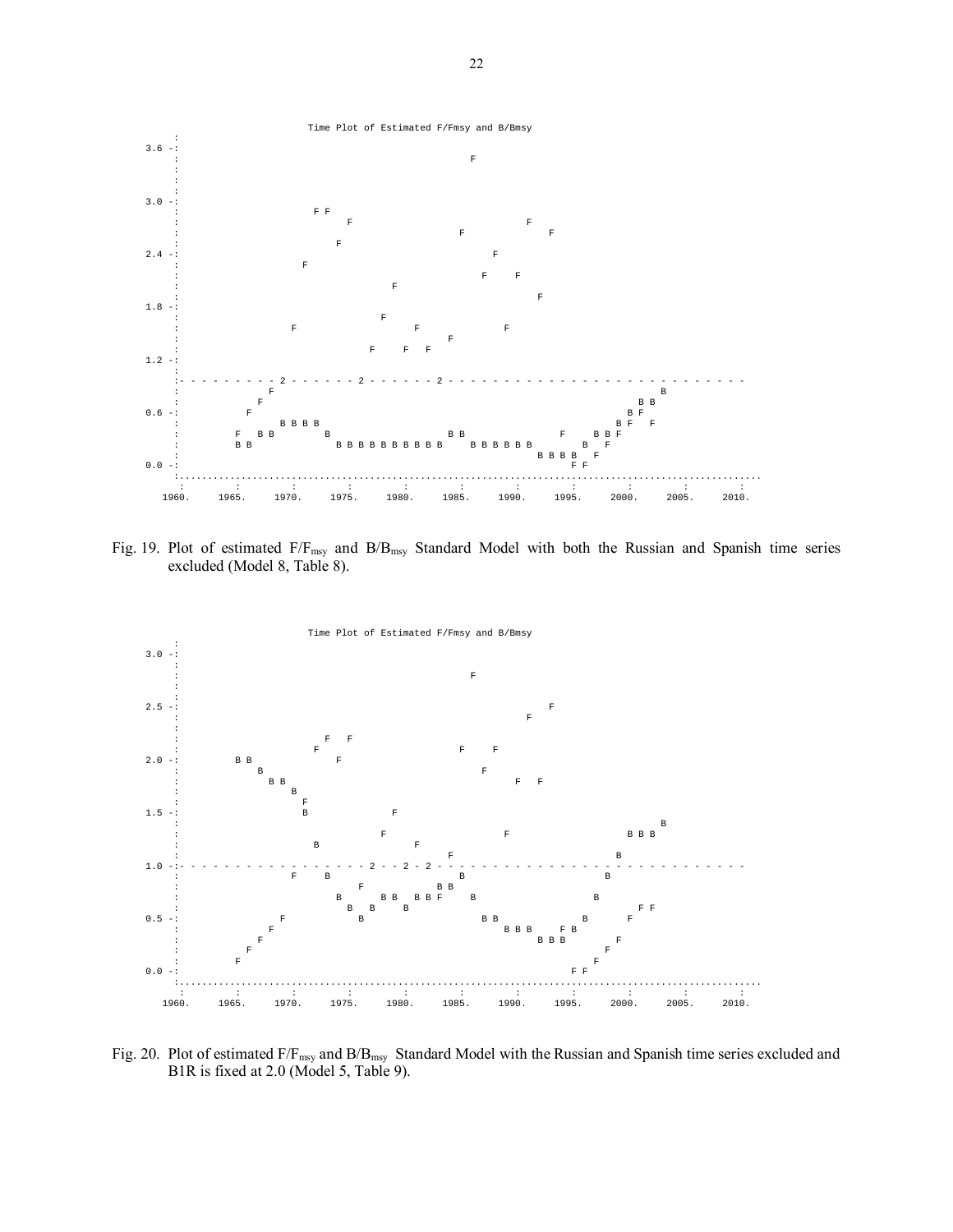Time Plot of Estimated F/Fmsy and B/Bmsy

Fig. 19. Plot of estimated $F/F_{msy}$ and $B/B_{msy}$ Standard Model with both the Russian and Spanish time series excluded (Model 8, Table 8).

Time Plot of Estimated F/Fmsy and B/Bmsy

Fig. 20. Plot of estimated $F/F_{msy}$ and $B/B_{msy}$ Standard Model with the Russian and Spanish time series excluded and B1R is fixed at 2.0 (Model 5, Table 9).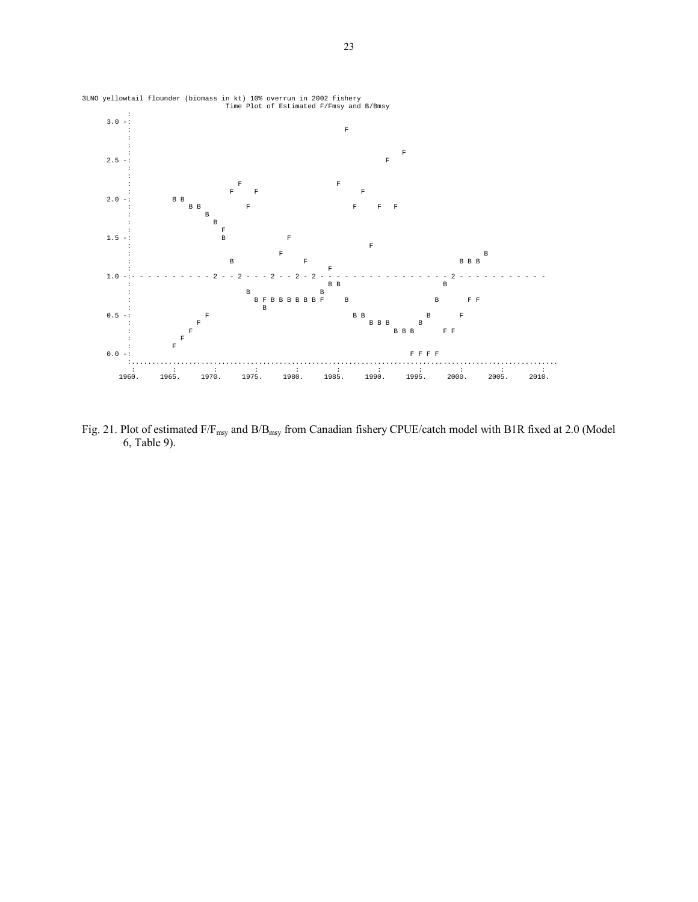3LNO yellowtail flounder (biomass in kt) 10% overrun in 2002 fishery

Time Plot of Estimated F/Fmsy and B/Bmsy

3.0

2.5

2.0

1.5

1.0

0.5

0.0

1960. 1965. 1970. 1975. 1980. 1985. 1990. 1995. 2000. 2005. 2010.

Fig. 21. Plot of estimated $F/F_{msy}$ and $B/B_{msy}$ from Canadian fishery CPUE/catch model with B1R fixed at 2.0 (Model 6, Table 9).